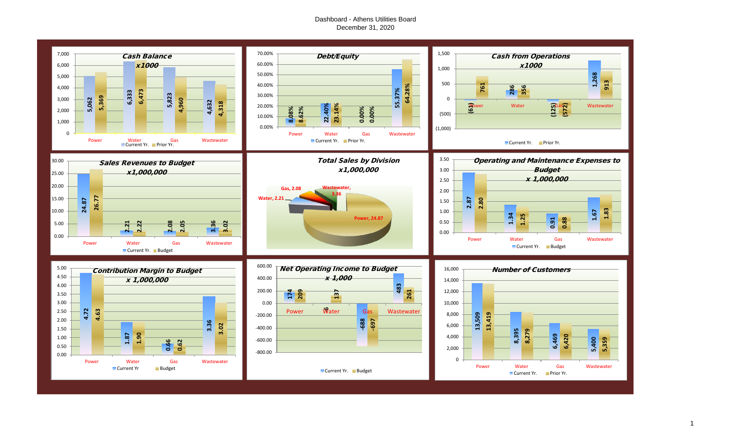# Dashboard - Athens Utilities Board
December 31, 2020

## Cash Balance x1000

| | Power | Water | Gas | Wastewater |
|---|---|---|---|---|
| Current Yr. | 5,062 | 6,333 | 5,823 | 4,632 |
| Prior Yr. | 5,369 | 6,473 | 4,960 | 4,318 |

## Debt/Equity

| | Power | Water | Gas | Wastewater |
|---|---|---|---|---|
| Current Yr. | 8.08% | 22.40% | 0.00% | 55.37% |
| Prior Yr. | 8.62% | 23.14% | 0.00% | 64.28% |

## Cash from Operations x1000

| | Power | Water | Gas | Wastewater |
|---|---|---|---|---|
| Current Yr. | (61) | 286 | (125) | 1,268 |
| Prior Yr. | 761 | 356 | (572) | 913 |

## Sales Revenues to Budget x1,000,000

| | Power | Water | Gas | Wastewater |
|---|---|---|---|---|
| Current Yr. | 24.87 | 2.21 | 2.08 | 3.36 |
| Budget | 26.77 | 2.22 | 2.05 | 3.02 |

## Total Sales by Division x1,000,000

| Division | Sales |
|---|---|
| Power | 24.87 |
| Water | 2.21 |
| Gas | 2.08 |
| Wastewater | 3.36 |

## Operating and Maintenance Expenses to Budget x 1,000,000

| | Power | Water | Gas | Wastewater |
|---|---|---|---|---|
| Current Yr. | 2.87 | 1.34 | 0.91 | 1.67 |
| Budget | 2.80 | 1.25 | 0.88 | 1.83 |

## Contribution Margin to Budget x 1,000,000

| | Power | Water | Gas | Wastewater |
|---|---|---|---|---|
| Current Yr | 4.72 | 1.87 | 0.66 | 3.36 |
| Budget | 4.63 | 1.90 | 0.62 | 3.02 |

## Net Operating Income to Budget x 1,000

| | Power | Water | Gas | Wastewater |
|---|---|---|---|---|
| Current Yr. | 174 | 6 | -688 | 483 |
| Budget | 209 | 137 | -697 | 261 |

## Number of Customers

| | Power | Water | Gas | Wastewater |
|---|---|---|---|---|
| Current Yr. | 13,509 | 8,395 | 6,469 | 5,400 |
| Prior Yr. | 13,419 | 8,279 | 6,420 | 5,359 |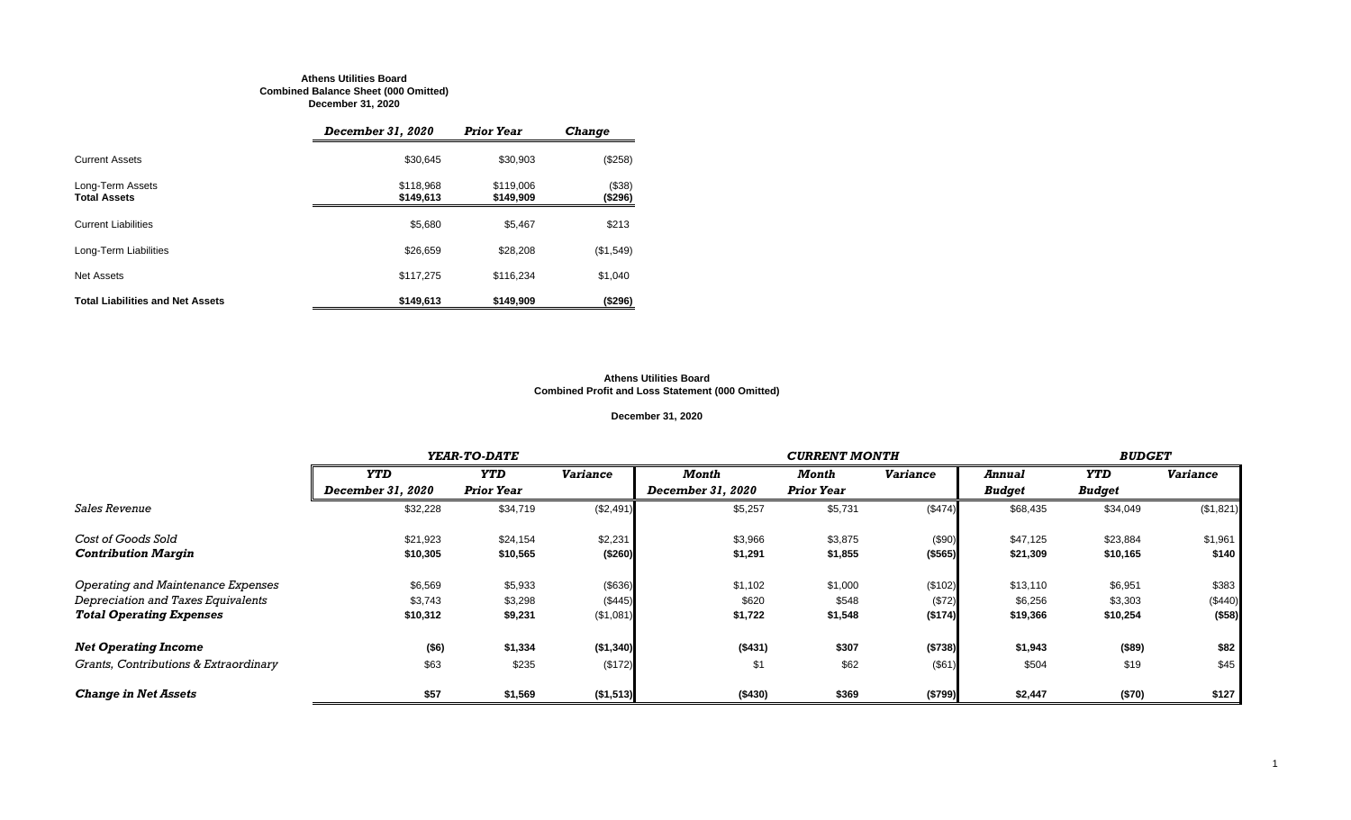**Athens Utilities Board**
**Combined Balance Sheet (000 Omitted)**
**December 31, 2020**

| | *December 31, 2020* | *Prior Year* | *Change* |
|---|---|---|---|
| Current Assets | $30,645 | $30,903 | ($258) |
| Long-Term Assets | $118,968 | $119,006 | ($38) |
| **Total Assets** | **$149,613** | **$149,909** | **($296)** |
| Current Liabilities | $5,680 | $5,467 | $213 |
| Long-Term Liabilities | $26,659 | $28,208 | ($1,549) |
| Net Assets | $117,275 | $116,234 | $1,040 |
| **Total Liabilities and Net Assets** | **$149,613** | **$149,909** | **($296)** |

**Athens Utilities Board**
**Combined Profit and Loss Statement (000 Omitted)**

**December 31, 2020**

| | *YEAR-TO-DATE* | | | *CURRENT MONTH* | | | *BUDGET* | | |
|---|---|---|---|---|---|---|---|---|---|
| | *YTD December 31, 2020* | *YTD Prior Year* | *Variance* | *Month December 31, 2020* | *Month Prior Year* | *Variance* | *Annual Budget* | *YTD Budget* | *Variance* |
| *Sales Revenue* | $32,228 | $34,719 | ($2,491) | $5,257 | $5,731 | ($474) | $68,435 | $34,049 | ($1,821) |
| *Cost of Goods Sold* | $21,923 | $24,154 | $2,231 | $3,966 | $3,875 | ($90) | $47,125 | $23,884 | $1,961 |
| ***Contribution Margin*** | **$10,305** | **$10,565** | **($260)** | **$1,291** | **$1,855** | **($565)** | **$21,309** | **$10,165** | **$140** |
| *Operating and Maintenance Expenses* | $6,569 | $5,933 | ($636) | $1,102 | $1,000 | ($102) | $13,110 | $6,951 | $383 |
| *Depreciation and Taxes Equivalents* | $3,743 | $3,298 | ($445) | $620 | $548 | ($72) | $6,256 | $3,303 | ($440) |
| ***Total Operating Expenses*** | **$10,312** | **$9,231** | ($1,081) | **$1,722** | **$1,548** | **($174)** | **$19,366** | **$10,254** | **($58)** |
| ***Net Operating Income*** | **($6)** | **$1,334** | **($1,340)** | **($431)** | **$307** | **($738)** | **$1,943** | **($89)** | **$82** |
| *Grants, Contributions & Extraordinary* | $63 | $235 | ($172) | $1 | $62 | ($61) | $504 | $19 | $45 |
| ***Change in Net Assets*** | **$57** | **$1,569** | **($1,513)** | **($430)** | **$369** | **($799)** | **$2,447** | **($70)** | **$127** |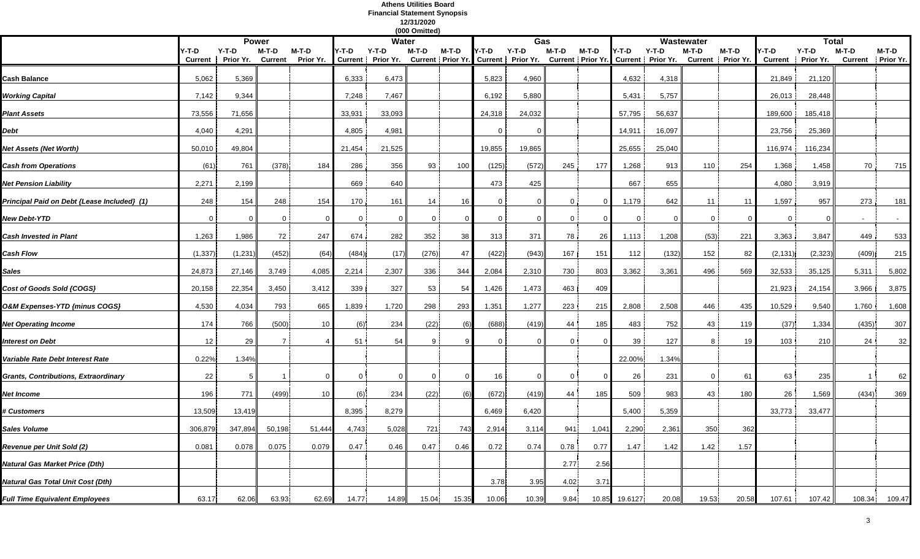**Athens Utilities Board**
**Financial Statement Synopsis**
**12/31/2020**
**(000 Omitted)**

| | Power | | | | Water | | | | Gas | | | | Wastewater | | | | Total | | | |
|---|---|---|---|---|---|---|---|---|---|---|---|---|---|---|---|---|---|---|---|---|
| | Y-T-D Current | Y-T-D Prior Yr. | M-T-D Current | M-T-D Prior Yr. | Y-T-D Current | Y-T-D Prior Yr. | M-T-D Current | M-T-D Prior Yr. | Y-T-D Current | Y-T-D Prior Yr. | M-T-D Current | M-T-D Prior Yr. | Y-T-D Current | Y-T-D Prior Yr. | M-T-D Current | M-T-D Prior Yr. | Y-T-D Current | Y-T-D Prior Yr. | M-T-D Current | M-T-D Prior Yr. |
| *Cash Balance* | 5,062 | 5,369 | | | 6,333 | 6,473 | | | 5,823 | 4,960 | | | 4,632 | 4,318 | | | 21,849 | 21,120 | | |
| *Working Capital* | 7,142 | 9,344 | | | 7,248 | 7,467 | | | 6,192 | 5,880 | | | 5,431 | 5,757 | | | 26,013 | 28,448 | | |
| *Plant Assets* | 73,556 | 71,656 | | | 33,931 | 33,093 | | | 24,318 | 24,032 | | | 57,795 | 56,637 | | | 189,600 | 185,418 | | |
| *Debt* | 4,040 | 4,291 | | | 4,805 | 4,981 | | | 0 | 0 | | | 14,911 | 16,097 | | | 23,756 | 25,369 | | |
| *Net Assets (Net Worth)* | 50,010 | 49,804 | | | 21,454 | 21,525 | | | 19,855 | 19,865 | | | 25,655 | 25,040 | | | 116,974 | 116,234 | | |
| *Cash from Operations* | (61) | 761 | (378) | 184 | 286 | 356 | 93 | 100 | (125) | (572) | 245 | 177 | 1,268 | 913 | 110 | 254 | 1,368 | 1,458 | 70 | 715 |
| *Net Pension Liability* | 2,271 | 2,199 | | | 669 | 640 | | | 473 | 425 | | | 667 | 655 | | | 4,080 | 3,919 | | |
| *Principal Paid on Debt {Lease Included} (1)* | 248 | 154 | 248 | 154 | 170 | 161 | 14 | 16 | 0 | 0 | 0 | 0 | 1,179 | 642 | 11 | 11 | 1,597 | 957 | 273 | 181 |
| *New Debt-YTD* | 0 | 0 | 0 | 0 | 0 | 0 | 0 | 0 | 0 | 0 | 0 | 0 | 0 | 0 | 0 | 0 | 0 | 0 | - | - |
| *Cash Invested in Plant* | 1,263 | 1,986 | 72 | 247 | 674 | 282 | 352 | 38 | 313 | 371 | 78 | 26 | 1,113 | 1,208 | (53) | 221 | 3,363 | 3,847 | 449 | 533 |
| *Cash Flow* | (1,337) | (1,231) | (452) | (64) | (484) | (17) | (276) | 47 | (422) | (943) | 167 | 151 | 112 | (132) | 152 | 82 | (2,131) | (2,323) | (409) | 215 |
| *Sales* | 24,873 | 27,146 | 3,749 | 4,085 | 2,214 | 2,307 | 336 | 344 | 2,084 | 2,310 | 730 | 803 | 3,362 | 3,361 | 496 | 569 | 32,533 | 35,125 | 5,311 | 5,802 |
| *Cost of Goods Sold {COGS}* | 20,158 | 22,354 | 3,450 | 3,412 | 339 | 327 | 53 | 54 | 1,426 | 1,473 | 463 | 409 | | | | | 21,923 | 24,154 | 3,966 | 3,875 |
| *O&M Expenses-YTD {minus COGS}* | 4,530 | 4,034 | 793 | 665 | 1,839 | 1,720 | 298 | 293 | 1,351 | 1,277 | 223 | 215 | 2,808 | 2,508 | 446 | 435 | 10,529 | 9,540 | 1,760 | 1,608 |
| *Net Operating Income* | 174 | 766 | (500) | 10 | (6) | 234 | (22) | (6) | (688) | (419) | 44 | 185 | 483 | 752 | 43 | 119 | (37) | 1,334 | (435) | 307 |
| *Interest on Debt* | 12 | 29 | 7 | 4 | 51 | 54 | 9 | 9 | 0 | 0 | 0 | 0 | 39 | 127 | 8 | 19 | 103 | 210 | 24 | 32 |
| *Variable Rate Debt Interest Rate* | 0.22% | 1.34% | | | | | | | | | | | 22.00% | 1.34% | | | | | | |
| *Grants, Contributions, Extraordinary* | 22 | 5 | 1 | 0 | 0 | 0 | 0 | 0 | 16 | 0 | 0 | 0 | 26 | 231 | 0 | 61 | 63 | 235 | 1 | 62 |
| *Net Income* | 196 | 771 | (499) | 10 | (6) | 234 | (22) | (6) | (672) | (419) | 44 | 185 | 509 | 983 | 43 | 180 | 26 | 1,569 | (434) | 369 |
| *# Customers* | 13,509 | 13,419 | | | 8,395 | 8,279 | | | 6,469 | 6,420 | | | 5,400 | 5,359 | | | 33,773 | 33,477 | | |
| *Sales Volume* | 306,879 | 347,894 | 50,198 | 51,444 | 4,743 | 5,028 | 721 | 743 | 2,914 | 3,114 | 941 | 1,041 | 2,290 | 2,361 | 350 | 362 | | | | |
| *Revenue per Unit Sold (2)* | 0.081 | 0.078 | 0.075 | 0.079 | 0.47 | 0.46 | 0.47 | 0.46 | 0.72 | 0.74 | 0.78 | 0.77 | 1.47 | 1.42 | 1.42 | 1.57 | | | | |
| *Natural Gas Market Price (Dth)* | | | | | | | | | | | 2.77 | 2.56 | | | | | | | | |
| *Natural Gas Total Unit Cost (Dth)* | | | | | | | | | 3.78 | 3.95 | 4.02 | 3.71 | | | | | | | | |
| *Full Time Equivalent Employees* | 63.17 | 62.06 | 63.93 | 62.69 | 14.77 | 14.89 | 15.04 | 15.35 | 10.06 | 10.39 | 9.84 | 10.85 | 19.6127 | 20.08 | 19.53 | 20.58 | 107.61 | 107.42 | 108.34 | 109.47 |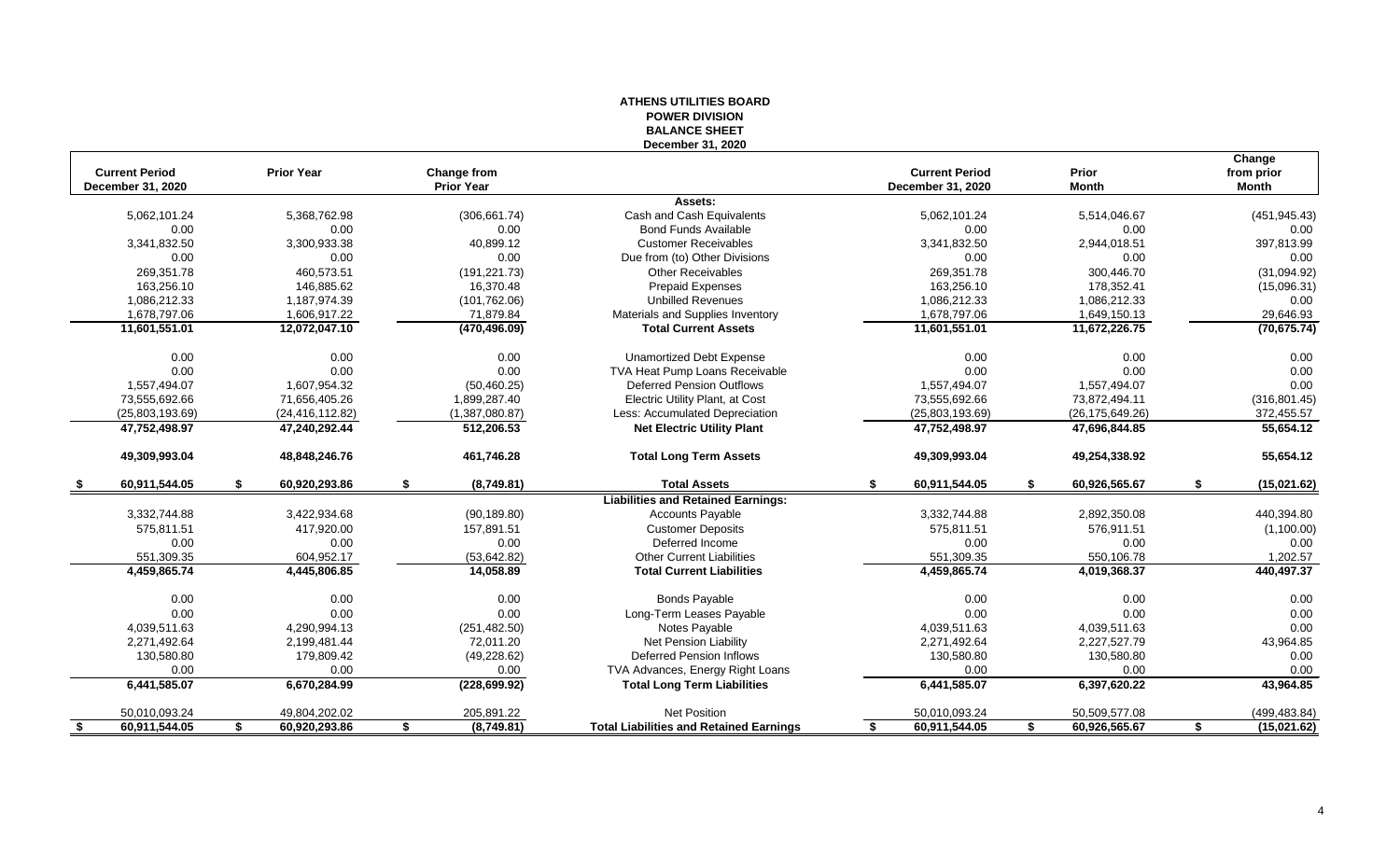# ATHENS UTILITIES BOARD
## POWER DIVISION
## BALANCE SHEET
### December 31, 2020

| Current Period December 31, 2020 | Prior Year | Change from Prior Year | | Current Period December 31, 2020 | Prior Month | Change from prior Month |
|---|---|---|---|---|---|---|
| | | | **Assets:** | | | |
| 5,062,101.24 | 5,368,762.98 | (306,661.74) | Cash and Cash Equivalents | 5,062,101.24 | 5,514,046.67 | (451,945.43) |
| 0.00 | 0.00 | 0.00 | Bond Funds Available | 0.00 | 0.00 | 0.00 |
| 3,341,832.50 | 3,300,933.38 | 40,899.12 | Customer Receivables | 3,341,832.50 | 2,944,018.51 | 397,813.99 |
| 0.00 | 0.00 | 0.00 | Due from (to) Other Divisions | 0.00 | 0.00 | 0.00 |
| 269,351.78 | 460,573.51 | (191,221.73) | Other Receivables | 269,351.78 | 300,446.70 | (31,094.92) |
| 163,256.10 | 146,885.62 | 16,370.48 | Prepaid Expenses | 163,256.10 | 178,352.41 | (15,096.31) |
| 1,086,212.33 | 1,187,974.39 | (101,762.06) | Unbilled Revenues | 1,086,212.33 | 1,086,212.33 | 0.00 |
| 1,678,797.06 | 1,606,917.22 | 71,879.84 | Materials and Supplies Inventory | 1,678,797.06 | 1,649,150.13 | 29,646.93 |
| **11,601,551.01** | **12,072,047.10** | **(470,496.09)** | **Total Current Assets** | **11,601,551.01** | **11,672,226.75** | **(70,675.74)** |
| 0.00 | 0.00 | 0.00 | Unamortized Debt Expense | 0.00 | 0.00 | 0.00 |
| 0.00 | 0.00 | 0.00 | TVA Heat Pump Loans Receivable | 0.00 | 0.00 | 0.00 |
| 1,557,494.07 | 1,607,954.32 | (50,460.25) | Deferred Pension Outflows | 1,557,494.07 | 1,557,494.07 | 0.00 |
| 73,555,692.66 | 71,656,405.26 | 1,899,287.40 | Electric Utility Plant, at Cost | 73,555,692.66 | 73,872,494.11 | (316,801.45) |
| (25,803,193.69) | (24,416,112.82) | (1,387,080.87) | Less: Accumulated Depreciation | (25,803,193.69) | (26,175,649.26) | 372,455.57 |
| **47,752,498.97** | **47,240,292.44** | **512,206.53** | **Net Electric Utility Plant** | **47,752,498.97** | **47,696,844.85** | **55,654.12** |
| **49,309,993.04** | **48,848,246.76** | **461,746.28** | **Total Long Term Assets** | **49,309,993.04** | **49,254,338.92** | **55,654.12** |
| **$ 60,911,544.05** | **$ 60,920,293.86** | **$ (8,749.81)** | **Total Assets** | **$ 60,911,544.05** | **$ 60,926,565.67** | **$ (15,021.62)** |
| | | | **Liabilities and Retained Earnings:** | | | |
| 3,332,744.88 | 3,422,934.68 | (90,189.80) | Accounts Payable | 3,332,744.88 | 2,892,350.08 | 440,394.80 |
| 575,811.51 | 417,920.00 | 157,891.51 | Customer Deposits | 575,811.51 | 576,911.51 | (1,100.00) |
| 0.00 | 0.00 | 0.00 | Deferred Income | 0.00 | 0.00 | 0.00 |
| 551,309.35 | 604,952.17 | (53,642.82) | Other Current Liabilities | 551,309.35 | 550,106.78 | 1,202.57 |
| **4,459,865.74** | **4,445,806.85** | **14,058.89** | **Total Current Liabilities** | **4,459,865.74** | **4,019,368.37** | **440,497.37** |
| 0.00 | 0.00 | 0.00 | Bonds Payable | 0.00 | 0.00 | 0.00 |
| 0.00 | 0.00 | 0.00 | Long-Term Leases Payable | 0.00 | 0.00 | 0.00 |
| 4,039,511.63 | 4,290,994.13 | (251,482.50) | Notes Payable | 4,039,511.63 | 4,039,511.63 | 0.00 |
| 2,271,492.64 | 2,199,481.44 | 72,011.20 | Net Pension Liability | 2,271,492.64 | 2,227,527.79 | 43,964.85 |
| 130,580.80 | 179,809.42 | (49,228.62) | Deferred Pension Inflows | 130,580.80 | 130,580.80 | 0.00 |
| 0.00 | 0.00 | 0.00 | TVA Advances, Energy Right Loans | 0.00 | 0.00 | 0.00 |
| **6,441,585.07** | **6,670,284.99** | **(228,699.92)** | **Total Long Term Liabilities** | **6,441,585.07** | **6,397,620.22** | **43,964.85** |
| 50,010,093.24 | 49,804,202.02 | 205,891.22 | Net Position | 50,010,093.24 | 50,509,577.08 | (499,483.84) |
| **$ 60,911,544.05** | **$ 60,920,293.86** | **$ (8,749.81)** | **Total Liabilities and Retained Earnings** | **$ 60,911,544.05** | **$ 60,926,565.67** | **$ (15,021.62)** |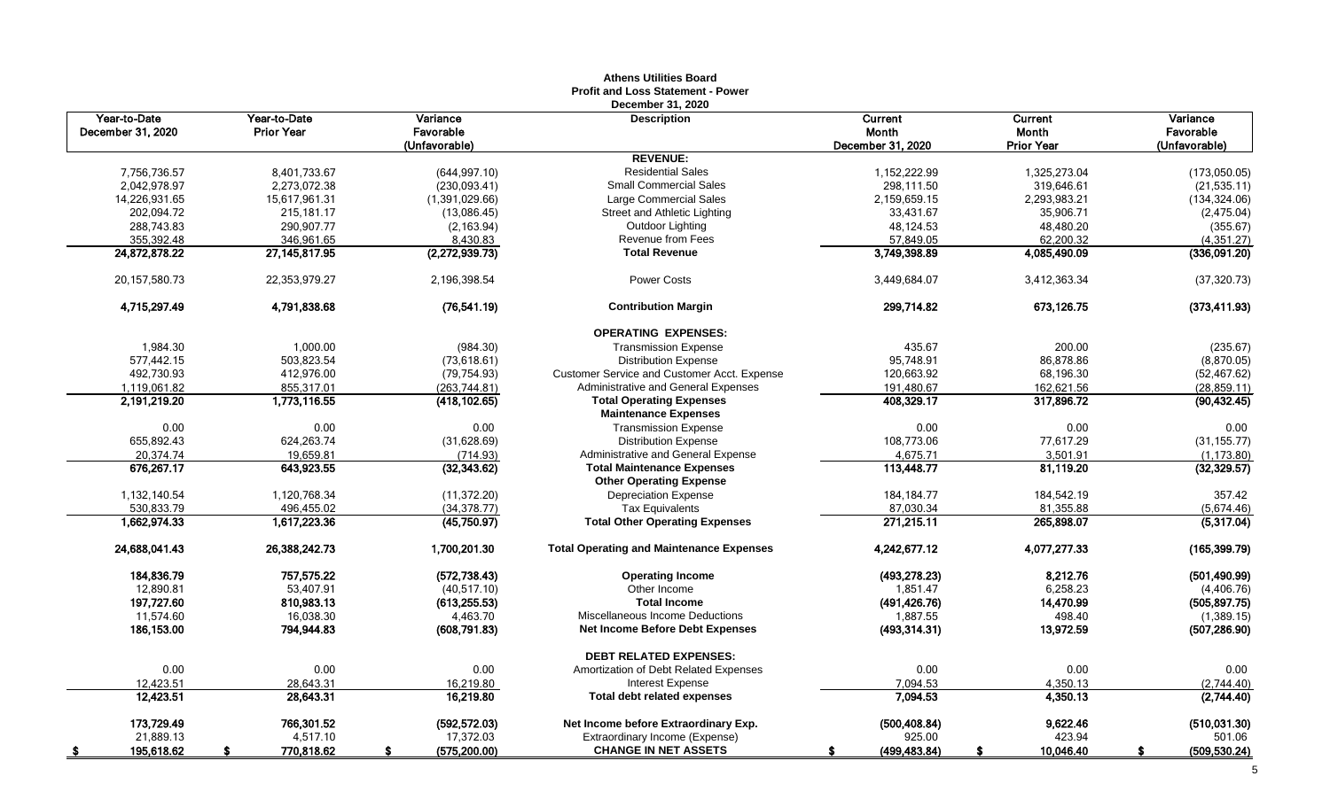# Athens Utilities Board

## Profit and Loss Statement - Power

### December 31, 2020

| Year-to-Date December 31, 2020 | Year-to-Date Prior Year | Variance Favorable (Unfavorable) | Description | Current Month December 31, 2020 | Current Month Prior Year | Variance Favorable (Unfavorable) |
|---|---|---|---|---|---|---|
| | | | **REVENUE:** | | | |
| 7,756,736.57 | 8,401,733.67 | (644,997.10) | Residential Sales | 1,152,222.99 | 1,325,273.04 | (173,050.05) |
| 2,042,978.97 | 2,273,072.38 | (230,093.41) | Small Commercial Sales | 298,111.50 | 319,646.61 | (21,535.11) |
| 14,226,931.65 | 15,617,961.31 | (1,391,029.66) | Large Commercial Sales | 2,159,659.15 | 2,293,983.21 | (134,324.06) |
| 202,094.72 | 215,181.17 | (13,086.45) | Street and Athletic Lighting | 33,431.67 | 35,906.71 | (2,475.04) |
| 288,743.83 | 290,907.77 | (2,163.94) | Outdoor Lighting | 48,124.53 | 48,480.20 | (355.67) |
| 355,392.48 | 346,961.65 | 8,430.83 | Revenue from Fees | 57,849.05 | 62,200.32 | (4,351.27) |
| **24,872,878.22** | **27,145,817.95** | **(2,272,939.73)** | **Total Revenue** | **3,749,398.89** | **4,085,490.09** | **(336,091.20)** |
| 20,157,580.73 | 22,353,979.27 | 2,196,398.54 | Power Costs | 3,449,684.07 | 3,412,363.34 | (37,320.73) |
| **4,715,297.49** | **4,791,838.68** | **(76,541.19)** | **Contribution Margin** | **299,714.82** | **673,126.75** | **(373,411.93)** |
| | | | **OPERATING EXPENSES:** | | | |
| 1,984.30 | 1,000.00 | (984.30) | Transmission Expense | 435.67 | 200.00 | (235.67) |
| 577,442.15 | 503,823.54 | (73,618.61) | Distribution Expense | 95,748.91 | 86,878.86 | (8,870.05) |
| 492,730.93 | 412,976.00 | (79,754.93) | Customer Service and Customer Acct. Expense | 120,663.92 | 68,196.30 | (52,467.62) |
| 1,119,061.82 | 855,317.01 | (263,744.81) | Administrative and General Expenses | 191,480.67 | 162,621.56 | (28,859.11) |
| **2,191,219.20** | **1,773,116.55** | **(418,102.65)** | **Total Operating Expenses** | **408,329.17** | **317,896.72** | **(90,432.45)** |
| | | | **Maintenance Expenses** | | | |
| 0.00 | 0.00 | 0.00 | Transmission Expense | 0.00 | 0.00 | 0.00 |
| 655,892.43 | 624,263.74 | (31,628.69) | Distribution Expense | 108,773.06 | 77,617.29 | (31,155.77) |
| 20,374.74 | 19,659.81 | (714.93) | Administrative and General Expense | 4,675.71 | 3,501.91 | (1,173.80) |
| **676,267.17** | **643,923.55** | **(32,343.62)** | **Total Maintenance Expenses** | **113,448.77** | **81,119.20** | **(32,329.57)** |
| | | | **Other Operating Expense** | | | |
| 1,132,140.54 | 1,120,768.34 | (11,372.20) | Depreciation Expense | 184,184.77 | 184,542.19 | 357.42 |
| 530,833.79 | 496,455.02 | (34,378.77) | Tax Equivalents | 87,030.34 | 81,355.88 | (5,674.46) |
| **1,662,974.33** | **1,617,223.36** | **(45,750.97)** | **Total Other Operating Expenses** | **271,215.11** | **265,898.07** | **(5,317.04)** |
| **24,688,041.43** | **26,388,242.73** | **1,700,201.30** | **Total Operating and Maintenance Expenses** | **4,242,677.12** | **4,077,277.33** | **(165,399.79)** |
| **184,836.79** | **757,575.22** | **(572,738.43)** | **Operating Income** | **(493,278.23)** | **8,212.76** | **(501,490.99)** |
| 12,890.81 | 53,407.91 | (40,517.10) | Other Income | 1,851.47 | 6,258.23 | (4,406.76) |
| **197,727.60** | **810,983.13** | **(613,255.53)** | **Total Income** | **(491,426.76)** | **14,470.99** | **(505,897.75)** |
| 11,574.60 | 16,038.30 | 4,463.70 | Miscellaneous Income Deductions | 1,887.55 | 498.40 | (1,389.15) |
| **186,153.00** | **794,944.83** | **(608,791.83)** | **Net Income Before Debt Expenses** | **(493,314.31)** | **13,972.59** | **(507,286.90)** |
| | | | **DEBT RELATED EXPENSES:** | | | |
| 0.00 | 0.00 | 0.00 | Amortization of Debt Related Expenses | 0.00 | 0.00 | 0.00 |
| 12,423.51 | 28,643.31 | 16,219.80 | Interest Expense | 7,094.53 | 4,350.13 | (2,744.40) |
| **12,423.51** | **28,643.31** | **16,219.80** | **Total debt related expenses** | **7,094.53** | **4,350.13** | **(2,744.40)** |
| **173,729.49** | **766,301.52** | **(592,572.03)** | **Net Income before Extraordinary Exp.** | **(500,408.84)** | **9,622.46** | **(510,031.30)** |
| 21,889.13 | 4,517.10 | 17,372.03 | Extraordinary Income (Expense) | 925.00 | 423.94 | 501.06 |
| **$ 195,618.62** | **$ 770,818.62** | **$ (575,200.00)** | **CHANGE IN NET ASSETS** | **$ (499,483.84)** | **$ 10,046.40** | **$ (509,530.24)** |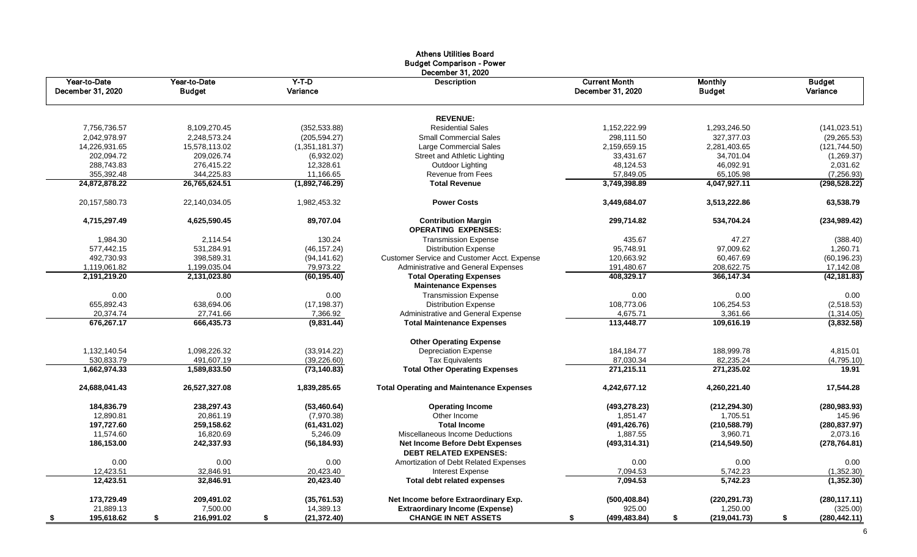# Athens Utilities Board
## Budget Comparison - Power
### December 31, 2020

| Year-to-Date December 31, 2020 | Year-to-Date Budget | Y-T-D Variance | Description | Current Month December 31, 2020 | Monthly Budget | Budget Variance |
|---|---|---|---|---|---|---|
| | | | **REVENUE:** | | | |
| 7,756,736.57 | 8,109,270.45 | (352,533.88) | Residential Sales | 1,152,222.99 | 1,293,246.50 | (141,023.51) |
| 2,042,978.97 | 2,248,573.24 | (205,594.27) | Small Commercial Sales | 298,111.50 | 327,377.03 | (29,265.53) |
| 14,226,931.65 | 15,578,113.02 | (1,351,181.37) | Large Commercial Sales | 2,159,659.15 | 2,281,403.65 | (121,744.50) |
| 202,094.72 | 209,026.74 | (6,932.02) | Street and Athletic Lighting | 33,431.67 | 34,701.04 | (1,269.37) |
| 288,743.83 | 276,415.22 | 12,328.61 | Outdoor Lighting | 48,124.53 | 46,092.91 | 2,031.62 |
| 355,392.48 | 344,225.83 | 11,166.65 | Revenue from Fees | 57,849.05 | 65,105.98 | (7,256.93) |
| **24,872,878.22** | **26,765,624.51** | **(1,892,746.29)** | **Total Revenue** | **3,749,398.89** | **4,047,927.11** | **(298,528.22)** |
| 20,157,580.73 | 22,140,034.05 | 1,982,453.32 | **Power Costs** | **3,449,684.07** | **3,513,222.86** | **63,538.79** |
| **4,715,297.49** | **4,625,590.45** | **89,707.04** | **Contribution Margin** | **299,714.82** | **534,704.24** | **(234,989.42)** |
| | | | **OPERATING EXPENSES:** | | | |
| 1,984.30 | 2,114.54 | 130.24 | Transmission Expense | 435.67 | 47.27 | (388.40) |
| 577,442.15 | 531,284.91 | (46,157.24) | Distribution Expense | 95,748.91 | 97,009.62 | 1,260.71 |
| 492,730.93 | 398,589.31 | (94,141.62) | Customer Service and Customer Acct. Expense | 120,663.92 | 60,467.69 | (60,196.23) |
| 1,119,061.82 | 1,199,035.04 | 79,973.22 | Administrative and General Expenses | 191,480.67 | 208,622.75 | 17,142.08 |
| **2,191,219.20** | **2,131,023.80** | **(60,195.40)** | **Total Operating Expenses** | **408,329.17** | **366,147.34** | **(42,181.83)** |
| | | | **Maintenance Expenses** | | | |
| 0.00 | 0.00 | 0.00 | Transmission Expense | 0.00 | 0.00 | 0.00 |
| 655,892.43 | 638,694.06 | (17,198.37) | Distribution Expense | 108,773.06 | 106,254.53 | (2,518.53) |
| 20,374.74 | 27,741.66 | 7,366.92 | Administrative and General Expense | 4,675.71 | 3,361.66 | (1,314.05) |
| **676,267.17** | **666,435.73** | **(9,831.44)** | **Total Maintenance Expenses** | **113,448.77** | **109,616.19** | **(3,832.58)** |
| | | | **Other Operating Expense** | | | |
| 1,132,140.54 | 1,098,226.32 | (33,914.22) | Depreciation Expense | 184,184.77 | 188,999.78 | 4,815.01 |
| 530,833.79 | 491,607.19 | (39,226.60) | Tax Equivalents | 87,030.34 | 82,235.24 | (4,795.10) |
| **1,662,974.33** | **1,589,833.50** | **(73,140.83)** | **Total Other Operating Expenses** | **271,215.11** | **271,235.02** | **19.91** |
| **24,688,041.43** | **26,527,327.08** | **1,839,285.65** | **Total Operating and Maintenance Expenses** | **4,242,677.12** | **4,260,221.40** | **17,544.28** |
| **184,836.79** | **238,297.43** | **(53,460.64)** | **Operating Income** | **(493,278.23)** | **(212,294.30)** | **(280,983.93)** |
| 12,890.81 | 20,861.19 | (7,970.38) | Other Income | 1,851.47 | 1,705.51 | 145.96 |
| **197,727.60** | **259,158.62** | **(61,431.02)** | **Total Income** | **(491,426.76)** | **(210,588.79)** | **(280,837.97)** |
| 11,574.60 | 16,820.69 | 5,246.09 | Miscellaneous Income Deductions | 1,887.55 | 3,960.71 | 2,073.16 |
| **186,153.00** | **242,337.93** | **(56,184.93)** | **Net Income Before Debt Expenses** | **(493,314.31)** | **(214,549.50)** | **(278,764.81)** |
| | | | **DEBT RELATED EXPENSES:** | | | |
| 0.00 | 0.00 | 0.00 | Amortization of Debt Related Expenses | 0.00 | 0.00 | 0.00 |
| 12,423.51 | 32,846.91 | 20,423.40 | Interest Expense | 7,094.53 | 5,742.23 | (1,352.30) |
| **12,423.51** | **32,846.91** | **20,423.40** | **Total debt related expenses** | **7,094.53** | **5,742.23** | **(1,352.30)** |
| **173,729.49** | **209,491.02** | **(35,761.53)** | **Net Income before Extraordinary Exp.** | **(500,408.84)** | **(220,291.73)** | **(280,117.11)** |
| 21,889.13 | 7,500.00 | 14,389.13 | **Extraordinary Income (Expense)** | 925.00 | 1,250.00 | (325.00) |
| **$ 195,618.62** | **$ 216,991.02** | **$ (21,372.40)** | **CHANGE IN NET ASSETS** | **$ (499,483.84)** | **$ (219,041.73)** | **$ (280,442.11)** |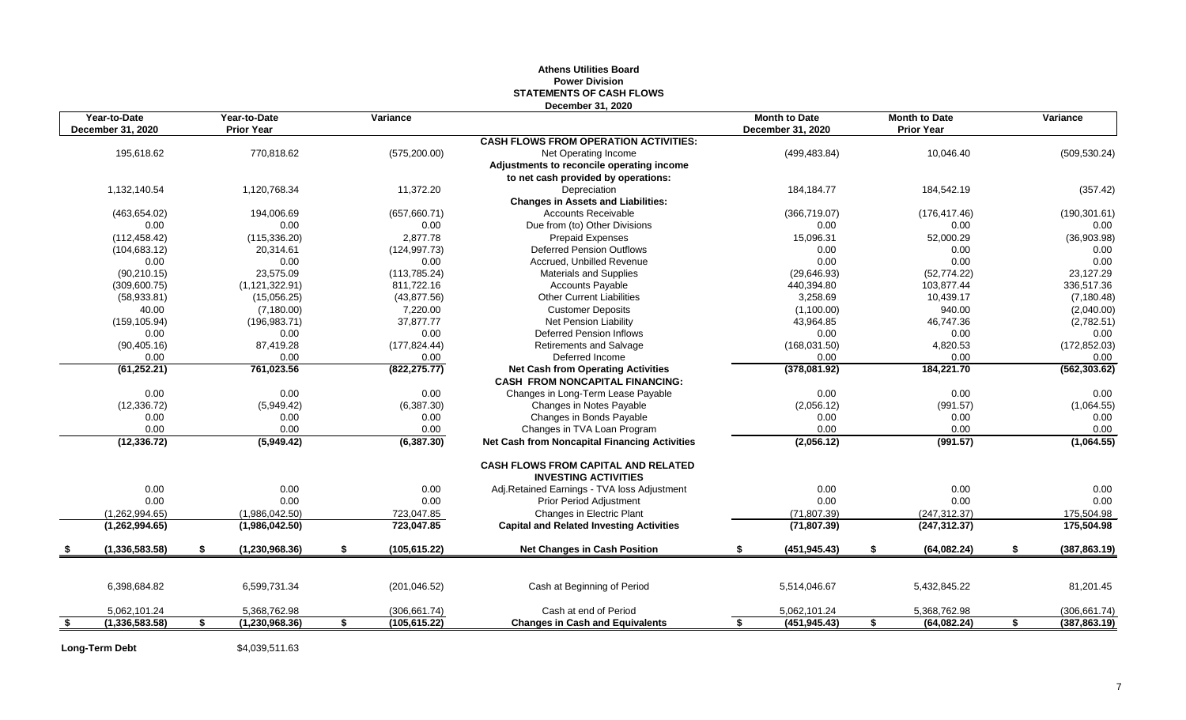# Athens Utilities Board
## Power Division
## STATEMENTS OF CASH FLOWS
### December 31, 2020

| Year-to-Date December 31, 2020 | Year-to-Date Prior Year | Variance | | Month to Date December 31, 2020 | Month to Date Prior Year | Variance |
|---|---|---|---|---|---|---|
| | | | **CASH FLOWS FROM OPERATION ACTIVITIES:** | | | |
| 195,618.62 | 770,818.62 | (575,200.00) | Net Operating Income | (499,483.84) | 10,046.40 | (509,530.24) |
| | | | **Adjustments to reconcile operating income to net cash provided by operations:** | | | |
| 1,132,140.54 | 1,120,768.34 | 11,372.20 | Depreciation | 184,184.77 | 184,542.19 | (357.42) |
| | | | **Changes in Assets and Liabilities:** | | | |
| (463,654.02) | 194,006.69 | (657,660.71) | Accounts Receivable | (366,719.07) | (176,417.46) | (190,301.61) |
| 0.00 | 0.00 | 0.00 | Due from (to) Other Divisions | 0.00 | 0.00 | 0.00 |
| (112,458.42) | (115,336.20) | 2,877.78 | Prepaid Expenses | 15,096.31 | 52,000.29 | (36,903.98) |
| (104,683.12) | 20,314.61 | (124,997.73) | Deferred Pension Outflows | 0.00 | 0.00 | 0.00 |
| 0.00 | 0.00 | 0.00 | Accrued, Unbilled Revenue | 0.00 | 0.00 | 0.00 |
| (90,210.15) | 23,575.09 | (113,785.24) | Materials and Supplies | (29,646.93) | (52,774.22) | 23,127.29 |
| (309,600.75) | (1,121,322.91) | 811,722.16 | Accounts Payable | 440,394.80 | 103,877.44 | 336,517.36 |
| (58,933.81) | (15,056.25) | (43,877.56) | Other Current Liabilities | 3,258.69 | 10,439.17 | (7,180.48) |
| 40.00 | (7,180.00) | 7,220.00 | Customer Deposits | (1,100.00) | 940.00 | (2,040.00) |
| (159,105.94) | (196,983.71) | 37,877.77 | Net Pension Liability | 43,964.85 | 46,747.36 | (2,782.51) |
| 0.00 | 0.00 | 0.00 | Deferred Pension Inflows | 0.00 | 0.00 | 0.00 |
| (90,405.16) | 87,419.28 | (177,824.44) | Retirements and Salvage | (168,031.50) | 4,820.53 | (172,852.03) |
| 0.00 | 0.00 | 0.00 | Deferred Income | 0.00 | 0.00 | 0.00 |
| **(61,252.21)** | **761,023.56** | **(822,275.77)** | **Net Cash from Operating Activities** | **(378,081.92)** | **184,221.70** | **(562,303.62)** |
| | | | **CASH FROM NONCAPITAL FINANCING:** | | | |
| 0.00 | 0.00 | 0.00 | Changes in Long-Term Lease Payable | 0.00 | 0.00 | 0.00 |
| (12,336.72) | (5,949.42) | (6,387.30) | Changes in Notes Payable | (2,056.12) | (991.57) | (1,064.55) |
| 0.00 | 0.00 | 0.00 | Changes in Bonds Payable | 0.00 | 0.00 | 0.00 |
| 0.00 | 0.00 | 0.00 | Changes in TVA Loan Program | 0.00 | 0.00 | 0.00 |
| **(12,336.72)** | **(5,949.42)** | **(6,387.30)** | **Net Cash from Noncapital Financing Activities** | **(2,056.12)** | **(991.57)** | **(1,064.55)** |
| | | | **CASH FLOWS FROM CAPITAL AND RELATED INVESTING ACTIVITIES** | | | |
| 0.00 | 0.00 | 0.00 | Adj.Retained Earnings - TVA loss Adjustment | 0.00 | 0.00 | 0.00 |
| 0.00 | 0.00 | 0.00 | Prior Period Adjustment | 0.00 | 0.00 | 0.00 |
| (1,262,994.65) | (1,986,042.50) | 723,047.85 | Changes in Electric Plant | (71,807.39) | (247,312.37) | 175,504.98 |
| **(1,262,994.65)** | **(1,986,042.50)** | **723,047.85** | **Capital and Related Investing Activities** | **(71,807.39)** | **(247,312.37)** | **175,504.98** |
| **$ (1,336,583.58)** | **$ (1,230,968.36)** | **$ (105,615.22)** | **Net Changes in Cash Position** | **$ (451,945.43)** | **$ (64,082.24)** | **$ (387,863.19)** |
| 6,398,684.82 | 6,599,731.34 | (201,046.52) | Cash at Beginning of Period | 5,514,046.67 | 5,432,845.22 | 81,201.45 |
| 5,062,101.24 | 5,368,762.98 | (306,661.74) | Cash at end of Period | 5,062,101.24 | 5,368,762.98 | (306,661.74) |
| **$ (1,336,583.58)** | **$ (1,230,968.36)** | **$ (105,615.22)** | **Changes in Cash and Equivalents** | **$ (451,945.43)** | **$ (64,082.24)** | **$ (387,863.19)** |

**Long-Term Debt** $4,039,511.63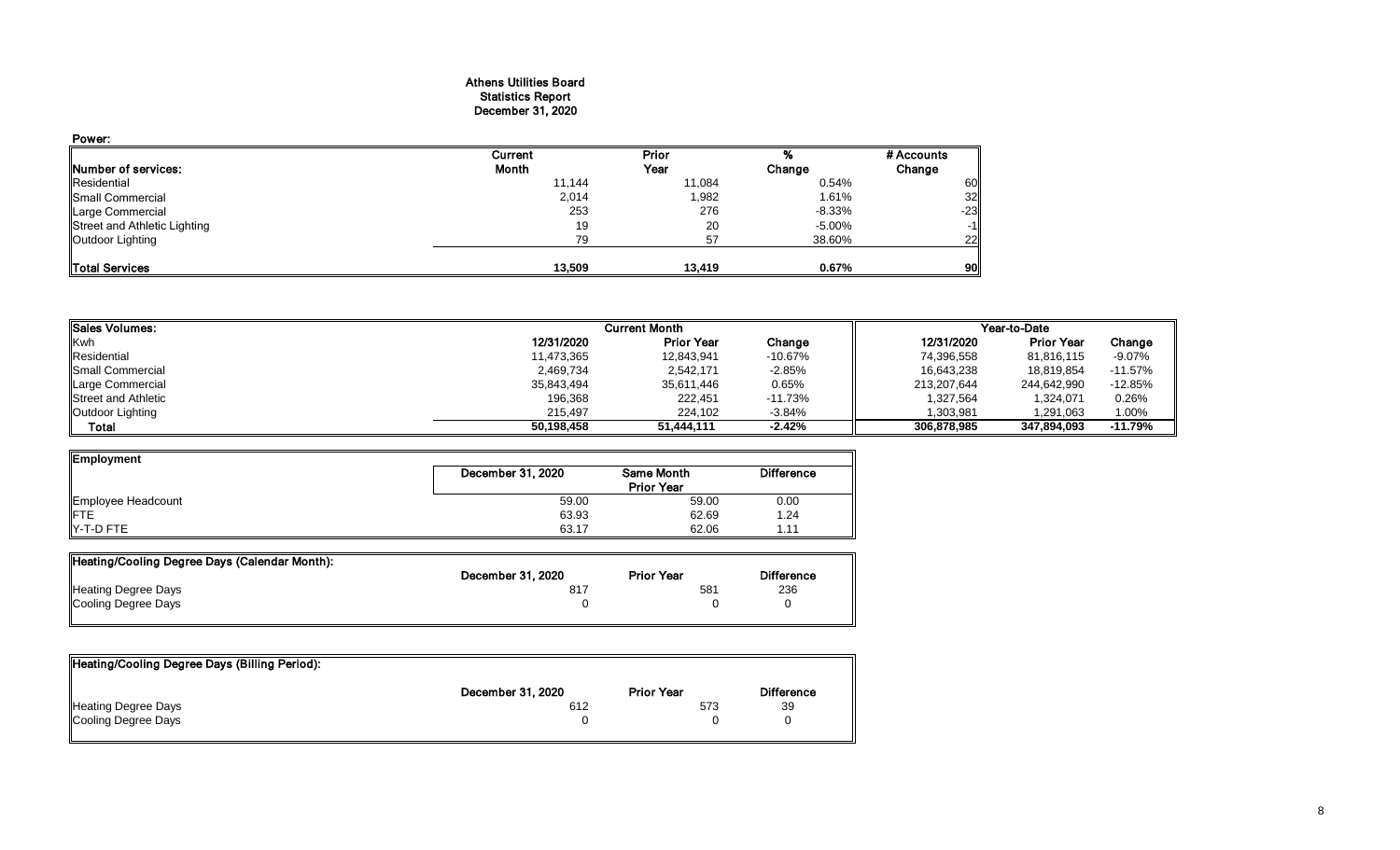# Athens Utilities Board
## Statistics Report
## December 31, 2020

**Power:**

| Number of services: | Current Month | Prior Year | % Change | # Accounts Change |
|---|---|---|---|---|
| Residential | 11,144 | 11,084 | 0.54% | 60 |
| Small Commercial | 2,014 | 1,982 | 1.61% | 32 |
| Large Commercial | 253 | 276 | -8.33% | -23 |
| Street and Athletic Lighting | 19 | 20 | -5.00% | -1 |
| Outdoor Lighting | 79 | 57 | 38.60% | 22 |
| **Total Services** | **13,509** | **13,419** | **0.67%** | **90** |

| Sales Volumes: | Current Month | | | Year-to-Date | | |
|---|---|---|---|---|---|---|
| Kwh | 12/31/2020 | Prior Year | Change | 12/31/2020 | Prior Year | Change |
| Residential | 11,473,365 | 12,843,941 | -10.67% | 74,396,558 | 81,816,115 | -9.07% |
| Small Commercial | 2,469,734 | 2,542,171 | -2.85% | 16,643,238 | 18,819,854 | -11.57% |
| Large Commercial | 35,843,494 | 35,611,446 | 0.65% | 213,207,644 | 244,642,990 | -12.85% |
| Street and Athletic | 196,368 | 222,451 | -11.73% | 1,327,564 | 1,324,071 | 0.26% |
| Outdoor Lighting | 215,497 | 224,102 | -3.84% | 1,303,981 | 1,291,063 | 1.00% |
| **Total** | **50,198,458** | **51,444,111** | **-2.42%** | **306,878,985** | **347,894,093** | **-11.79%** |

| Employment | December 31, 2020 | Same Month Prior Year | Difference |
|---|---|---|---|
| Employee Headcount | 59.00 | 59.00 | 0.00 |
| FTE | 63.93 | 62.69 | 1.24 |
| Y-T-D FTE | 63.17 | 62.06 | 1.11 |

| Heating/Cooling Degree Days (Calendar Month): | December 31, 2020 | Prior Year | Difference |
|---|---|---|---|
| Heating Degree Days | 817 | 581 | 236 |
| Cooling Degree Days | 0 | 0 | 0 |

| Heating/Cooling Degree Days (Billing Period): | December 31, 2020 | Prior Year | Difference |
|---|---|---|---|
| Heating Degree Days | 612 | 573 | 39 |
| Cooling Degree Days | 0 | 0 | 0 |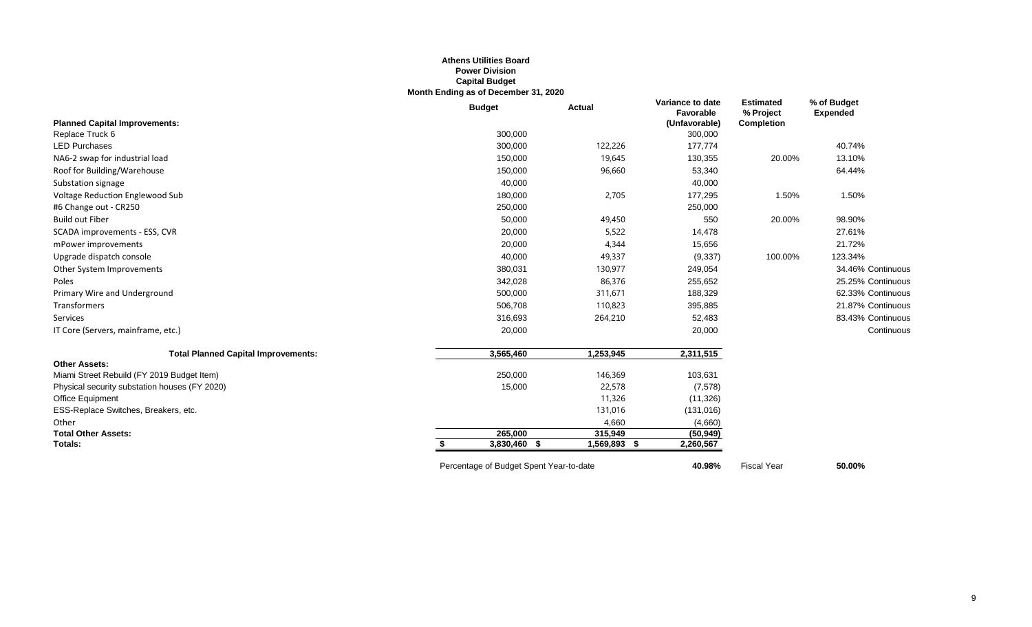**Athens Utilities Board**
**Power Division**
**Capital Budget**
**Month Ending as of December 31, 2020**

| | Budget | Actual | Variance to date Favorable (Unfavorable) | Estimated % Project Completion | % of Budget Expended | |
|---|---|---|---|---|---|---|
| **Planned Capital Improvements:** | | | | | | |
| Replace Truck 6 | 300,000 | | 300,000 | | | |
| LED Purchases | 300,000 | 122,226 | 177,774 | | 40.74% | |
| NA6-2 swap for industrial load | 150,000 | 19,645 | 130,355 | 20.00% | 13.10% | |
| Roof for Building/Warehouse | 150,000 | 96,660 | 53,340 | | 64.44% | |
| Substation signage | 40,000 | | 40,000 | | | |
| Voltage Reduction Englewood Sub | 180,000 | 2,705 | 177,295 | 1.50% | 1.50% | |
| #6 Change out - CR250 | 250,000 | | 250,000 | | | |
| Build out Fiber | 50,000 | 49,450 | 550 | 20.00% | 98.90% | |
| SCADA improvements - ESS, CVR | 20,000 | 5,522 | 14,478 | | 27.61% | |
| mPower improvements | 20,000 | 4,344 | 15,656 | | 21.72% | |
| Upgrade dispatch console | 40,000 | 49,337 | (9,337) | 100.00% | 123.34% | |
| Other System Improvements | 380,031 | 130,977 | 249,054 | | 34.46% | Continuous |
| Poles | 342,028 | 86,376 | 255,652 | | 25.25% | Continuous |
| Primary Wire and Underground | 500,000 | 311,671 | 188,329 | | 62.33% | Continuous |
| Transformers | 506,708 | 110,823 | 395,885 | | 21.87% | Continuous |
| Services | 316,693 | 264,210 | 52,483 | | 83.43% | Continuous |
| IT Core (Servers, mainframe, etc.) | 20,000 | | 20,000 | | | Continuous |
| **Total Planned Capital Improvements:** | 3,565,460 | 1,253,945 | 2,311,515 | | | |
| **Other Assets:** | | | | | | |
| Miami Street Rebuild (FY 2019 Budget Item) | 250,000 | 146,369 | 103,631 | | | |
| Physical security substation houses (FY 2020) | 15,000 | 22,578 | (7,578) | | | |
| Office Equipment | | 11,326 | (11,326) | | | |
| ESS-Replace Switches, Breakers, etc. | | 131,016 | (131,016) | | | |
| Other | | 4,660 | (4,660) | | | |
| **Total Other Assets:** | 265,000 | 315,949 | (50,949) | | | |
| **Totals:** | $ 3,830,460 | $ 1,569,893 | $ 2,260,567 | | | |

Percentage of Budget Spent Year-to-date **40.98%** Fiscal Year **50.00%**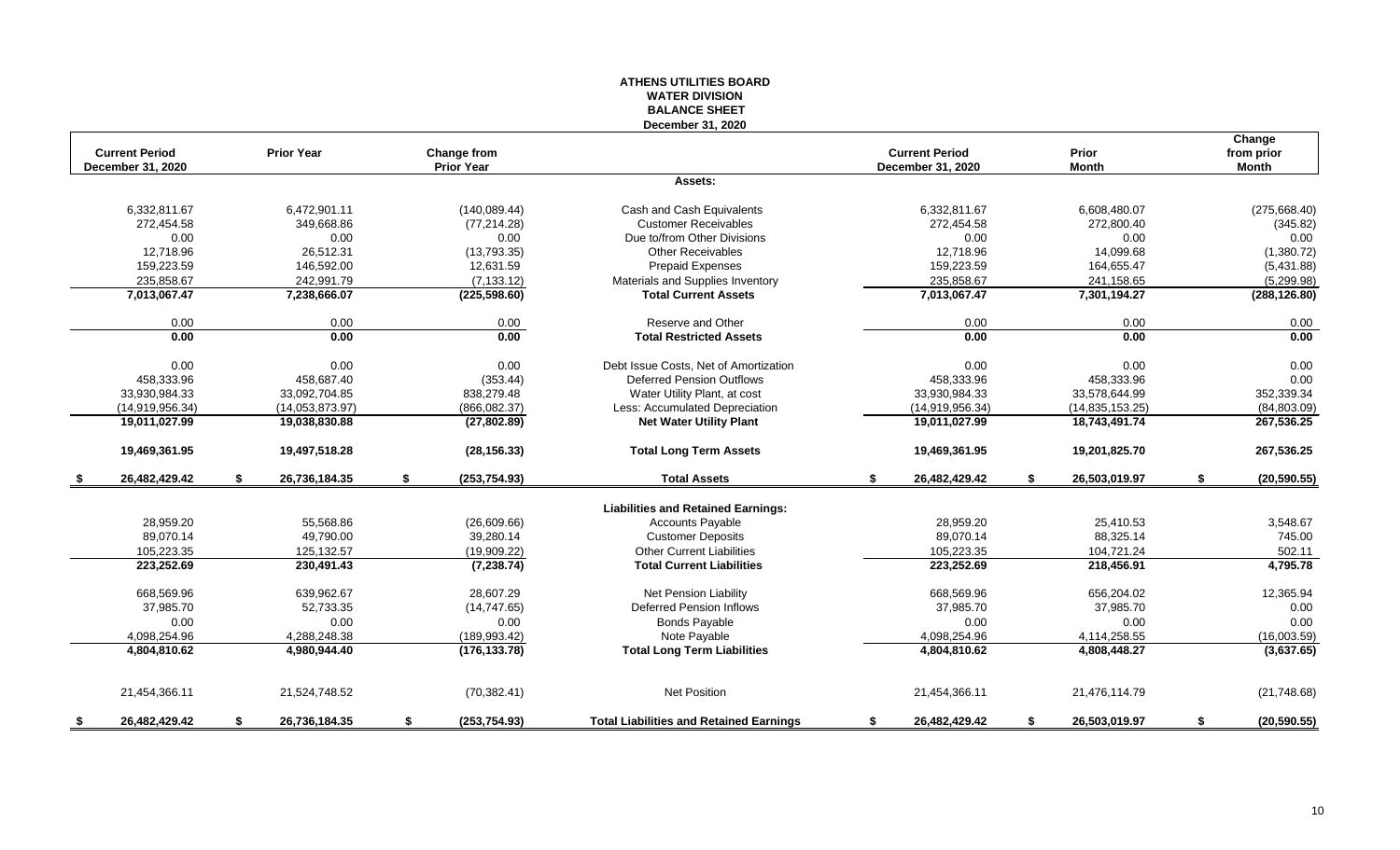# ATHENS UTILITIES BOARD
## WATER DIVISION
## BALANCE SHEET
### December 31, 2020

| Current Period December 31, 2020 | Prior Year | Change from Prior Year | | Current Period December 31, 2020 | Prior Month | Change from prior Month |
|---|---|---|---|---|---|---|
| | | | **Assets:** | | | |
| 6,332,811.67 | 6,472,901.11 | (140,089.44) | Cash and Cash Equivalents | 6,332,811.67 | 6,608,480.07 | (275,668.40) |
| 272,454.58 | 349,668.86 | (77,214.28) | Customer Receivables | 272,454.58 | 272,800.40 | (345.82) |
| 0.00 | 0.00 | 0.00 | Due to/from Other Divisions | 0.00 | 0.00 | 0.00 |
| 12,718.96 | 26,512.31 | (13,793.35) | Other Receivables | 12,718.96 | 14,099.68 | (1,380.72) |
| 159,223.59 | 146,592.00 | 12,631.59 | Prepaid Expenses | 159,223.59 | 164,655.47 | (5,431.88) |
| 235,858.67 | 242,991.79 | (7,133.12) | Materials and Supplies Inventory | 235,858.67 | 241,158.65 | (5,299.98) |
| **7,013,067.47** | **7,238,666.07** | **(225,598.60)** | **Total Current Assets** | **7,013,067.47** | **7,301,194.27** | **(288,126.80)** |
| 0.00 | 0.00 | 0.00 | Reserve and Other | 0.00 | 0.00 | 0.00 |
| **0.00** | **0.00** | **0.00** | **Total Restricted Assets** | **0.00** | **0.00** | **0.00** |
| 0.00 | 0.00 | 0.00 | Debt Issue Costs, Net of Amortization | 0.00 | 0.00 | 0.00 |
| 458,333.96 | 458,687.40 | (353.44) | Deferred Pension Outflows | 458,333.96 | 458,333.96 | 0.00 |
| 33,930,984.33 | 33,092,704.85 | 838,279.48 | Water Utility Plant, at cost | 33,930,984.33 | 33,578,644.99 | 352,339.34 |
| (14,919,956.34) | (14,053,873.97) | (866,082.37) | Less: Accumulated Depreciation | (14,919,956.34) | (14,835,153.25) | (84,803.09) |
| **19,011,027.99** | **19,038,830.88** | **(27,802.89)** | **Net Water Utility Plant** | **19,011,027.99** | **18,743,491.74** | **267,536.25** |
| **19,469,361.95** | **19,497,518.28** | **(28,156.33)** | **Total Long Term Assets** | **19,469,361.95** | **19,201,825.70** | **267,536.25** |
| **$ 26,482,429.42** | **$ 26,736,184.35** | **$ (253,754.93)** | **Total Assets** | **$ 26,482,429.42** | **$ 26,503,019.97** | **$ (20,590.55)** |
| | | | **Liabilities and Retained Earnings:** | | | |
| 28,959.20 | 55,568.86 | (26,609.66) | Accounts Payable | 28,959.20 | 25,410.53 | 3,548.67 |
| 89,070.14 | 49,790.00 | 39,280.14 | Customer Deposits | 89,070.14 | 88,325.14 | 745.00 |
| 105,223.35 | 125,132.57 | (19,909.22) | Other Current Liabilities | 105,223.35 | 104,721.24 | 502.11 |
| **223,252.69** | **230,491.43** | **(7,238.74)** | **Total Current Liabilities** | **223,252.69** | **218,456.91** | **4,795.78** |
| 668,569.96 | 639,962.67 | 28,607.29 | Net Pension Liability | 668,569.96 | 656,204.02 | 12,365.94 |
| 37,985.70 | 52,733.35 | (14,747.65) | Deferred Pension Inflows | 37,985.70 | 37,985.70 | 0.00 |
| 0.00 | 0.00 | 0.00 | Bonds Payable | 0.00 | 0.00 | 0.00 |
| 4,098,254.96 | 4,288,248.38 | (189,993.42) | Note Payable | 4,098,254.96 | 4,114,258.55 | (16,003.59) |
| **4,804,810.62** | **4,980,944.40** | **(176,133.78)** | **Total Long Term Liabilities** | **4,804,810.62** | **4,808,448.27** | **(3,637.65)** |
| 21,454,366.11 | 21,524,748.52 | (70,382.41) | Net Position | 21,454,366.11 | 21,476,114.79 | (21,748.68) |
| **$ 26,482,429.42** | **$ 26,736,184.35** | **$ (253,754.93)** | **Total Liabilities and Retained Earnings** | **$ 26,482,429.42** | **$ 26,503,019.97** | **$ (20,590.55)** |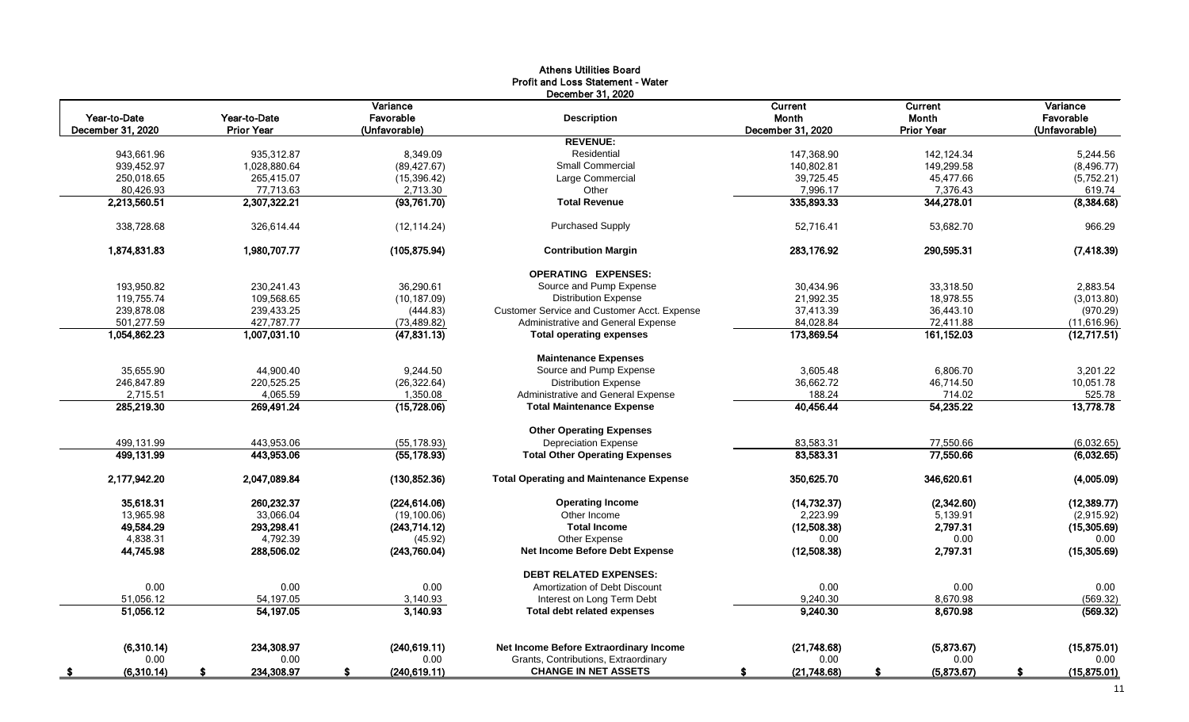# Athens Utilities Board
## Profit and Loss Statement - Water
### December 31, 2020

| Year-to-Date December 31, 2020 | Year-to-Date Prior Year | Variance Favorable (Unfavorable) | Description | Current Month December 31, 2020 | Current Month Prior Year | Variance Favorable (Unfavorable) |
|---|---|---|---|---|---|---|
| | | | **REVENUE:** | | | |
| 943,661.96 | 935,312.87 | 8,349.09 | Residential | 147,368.90 | 142,124.34 | 5,244.56 |
| 939,452.97 | 1,028,880.64 | (89,427.67) | Small Commercial | 140,802.81 | 149,299.58 | (8,496.77) |
| 250,018.65 | 265,415.07 | (15,396.42) | Large Commercial | 39,725.45 | 45,477.66 | (5,752.21) |
| 80,426.93 | 77,713.63 | 2,713.30 | Other | 7,996.17 | 7,376.43 | 619.74 |
| **2,213,560.51** | **2,307,322.21** | **(93,761.70)** | **Total Revenue** | **335,893.33** | **344,278.01** | **(8,384.68)** |
| 338,728.68 | 326,614.44 | (12,114.24) | Purchased Supply | 52,716.41 | 53,682.70 | 966.29 |
| **1,874,831.83** | **1,980,707.77** | **(105,875.94)** | **Contribution Margin** | **283,176.92** | **290,595.31** | **(7,418.39)** |
| | | | **OPERATING EXPENSES:** | | | |
| 193,950.82 | 230,241.43 | 36,290.61 | Source and Pump Expense | 30,434.96 | 33,318.50 | 2,883.54 |
| 119,755.74 | 109,568.65 | (10,187.09) | Distribution Expense | 21,992.35 | 18,978.55 | (3,013.80) |
| 239,878.08 | 239,433.25 | (444.83) | Customer Service and Customer Acct. Expense | 37,413.39 | 36,443.10 | (970.29) |
| 501,277.59 | 427,787.77 | (73,489.82) | Administrative and General Expense | 84,028.84 | 72,411.88 | (11,616.96) |
| **1,054,862.23** | **1,007,031.10** | **(47,831.13)** | **Total operating expenses** | **173,869.54** | **161,152.03** | **(12,717.51)** |
| | | | **Maintenance Expenses** | | | |
| 35,655.90 | 44,900.40 | 9,244.50 | Source and Pump Expense | 3,605.48 | 6,806.70 | 3,201.22 |
| 246,847.89 | 220,525.25 | (26,322.64) | Distribution Expense | 36,662.72 | 46,714.50 | 10,051.78 |
| 2,715.51 | 4,065.59 | 1,350.08 | Administrative and General Expense | 188.24 | 714.02 | 525.78 |
| **285,219.30** | **269,491.24** | **(15,728.06)** | **Total Maintenance Expense** | **40,456.44** | **54,235.22** | **13,778.78** |
| | | | **Other Operating Expenses** | | | |
| 499,131.99 | 443,953.06 | (55,178.93) | Depreciation Expense | 83,583.31 | 77,550.66 | (6,032.65) |
| **499,131.99** | **443,953.06** | **(55,178.93)** | **Total Other Operating Expenses** | **83,583.31** | **77,550.66** | **(6,032.65)** |
| **2,177,942.20** | **2,047,089.84** | **(130,852.36)** | **Total Operating and Maintenance Expense** | **350,625.70** | **346,620.61** | **(4,005.09)** |
| **35,618.31** | **260,232.37** | **(224,614.06)** | **Operating Income** | **(14,732.37)** | **(2,342.60)** | **(12,389.77)** |
| 13,965.98 | 33,066.04 | (19,100.06) | Other Income | 2,223.99 | 5,139.91 | (2,915.92) |
| **49,584.29** | **293,298.41** | **(243,714.12)** | **Total Income** | **(12,508.38)** | **2,797.31** | **(15,305.69)** |
| 4,838.31 | 4,792.39 | (45.92) | Other Expense | 0.00 | 0.00 | 0.00 |
| **44,745.98** | **288,506.02** | **(243,760.04)** | **Net Income Before Debt Expense** | **(12,508.38)** | **2,797.31** | **(15,305.69)** |
| | | | **DEBT RELATED EXPENSES:** | | | |
| 0.00 | 0.00 | 0.00 | Amortization of Debt Discount | 0.00 | 0.00 | 0.00 |
| 51,056.12 | 54,197.05 | 3,140.93 | Interest on Long Term Debt | 9,240.30 | 8,670.98 | (569.32) |
| **51,056.12** | **54,197.05** | **3,140.93** | **Total debt related expenses** | **9,240.30** | **8,670.98** | **(569.32)** |
| **(6,310.14)** | **234,308.97** | **(240,619.11)** | **Net Income Before Extraordinary Income** | **(21,748.68)** | **(5,873.67)** | **(15,875.01)** |
| 0.00 | 0.00 | 0.00 | Grants, Contributions, Extraordinary | 0.00 | 0.00 | 0.00 |
| **$ (6,310.14)** | **$ 234,308.97** | **$ (240,619.11)** | **CHANGE IN NET ASSETS** | **$ (21,748.68)** | **$ (5,873.67)** | **$ (15,875.01)** |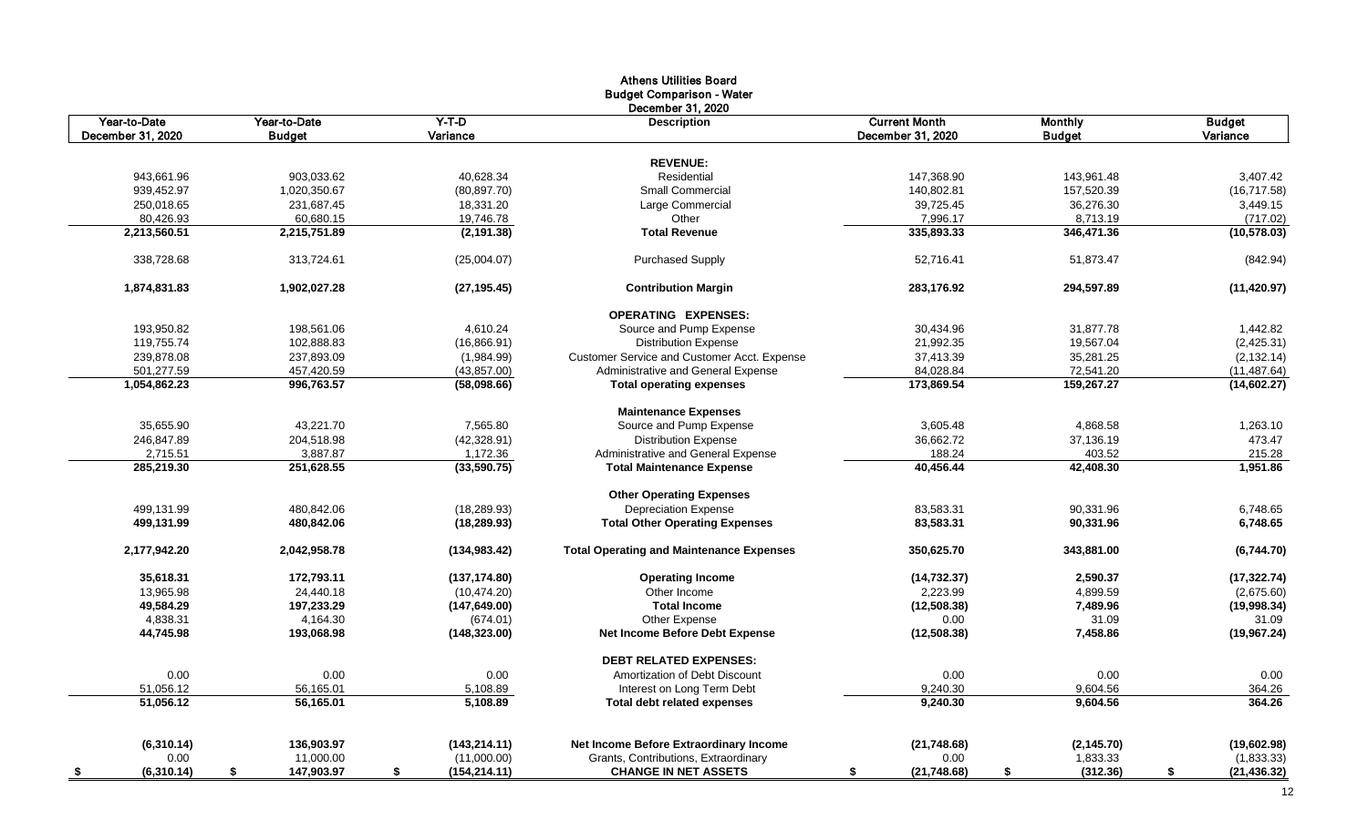# Athens Utilities Board
## Budget Comparison - Water
### December 31, 2020

| Year-to-Date December 31, 2020 | Year-to-Date Budget | Y-T-D Variance | Description | Current Month December 31, 2020 | Monthly Budget | Budget Variance |
|---|---|---|---|---|---|---|
| | | | **REVENUE:** | | | |
| 943,661.96 | 903,033.62 | 40,628.34 | Residential | 147,368.90 | 143,961.48 | 3,407.42 |
| 939,452.97 | 1,020,350.67 | (80,897.70) | Small Commercial | 140,802.81 | 157,520.39 | (16,717.58) |
| 250,018.65 | 231,687.45 | 18,331.20 | Large Commercial | 39,725.45 | 36,276.30 | 3,449.15 |
| 80,426.93 | 60,680.15 | 19,746.78 | Other | 7,996.17 | 8,713.19 | (717.02) |
| **2,213,560.51** | **2,215,751.89** | **(2,191.38)** | **Total Revenue** | **335,893.33** | **346,471.36** | **(10,578.03)** |
| 338,728.68 | 313,724.61 | (25,004.07) | Purchased Supply | 52,716.41 | 51,873.47 | (842.94) |
| **1,874,831.83** | **1,902,027.28** | **(27,195.45)** | **Contribution Margin** | **283,176.92** | **294,597.89** | **(11,420.97)** |
| | | | **OPERATING EXPENSES:** | | | |
| 193,950.82 | 198,561.06 | 4,610.24 | Source and Pump Expense | 30,434.96 | 31,877.78 | 1,442.82 |
| 119,755.74 | 102,888.83 | (16,866.91) | Distribution Expense | 21,992.35 | 19,567.04 | (2,425.31) |
| 239,878.08 | 237,893.09 | (1,984.99) | Customer Service and Customer Acct. Expense | 37,413.39 | 35,281.25 | (2,132.14) |
| 501,277.59 | 457,420.59 | (43,857.00) | Administrative and General Expense | 84,028.84 | 72,541.20 | (11,487.64) |
| **1,054,862.23** | **996,763.57** | **(58,098.66)** | **Total operating expenses** | **173,869.54** | **159,267.27** | **(14,602.27)** |
| | | | **Maintenance Expenses** | | | |
| 35,655.90 | 43,221.70 | 7,565.80 | Source and Pump Expense | 3,605.48 | 4,868.58 | 1,263.10 |
| 246,847.89 | 204,518.98 | (42,328.91) | Distribution Expense | 36,662.72 | 37,136.19 | 473.47 |
| 2,715.51 | 3,887.87 | 1,172.36 | Administrative and General Expense | 188.24 | 403.52 | 215.28 |
| **285,219.30** | **251,628.55** | **(33,590.75)** | **Total Maintenance Expense** | **40,456.44** | **42,408.30** | **1,951.86** |
| | | | **Other Operating Expenses** | | | |
| 499,131.99 | 480,842.06 | (18,289.93) | Depreciation Expense | 83,583.31 | 90,331.96 | 6,748.65 |
| **499,131.99** | **480,842.06** | **(18,289.93)** | **Total Other Operating Expenses** | **83,583.31** | **90,331.96** | **6,748.65** |
| **2,177,942.20** | **2,042,958.78** | **(134,983.42)** | **Total Operating and Maintenance Expenses** | **350,625.70** | **343,881.00** | **(6,744.70)** |
| **35,618.31** | **172,793.11** | **(137,174.80)** | **Operating Income** | **(14,732.37)** | **2,590.37** | **(17,322.74)** |
| 13,965.98 | 24,440.18 | (10,474.20) | Other Income | 2,223.99 | 4,899.59 | (2,675.60) |
| **49,584.29** | **197,233.29** | **(147,649.00)** | **Total Income** | **(12,508.38)** | **7,489.96** | **(19,998.34)** |
| 4,838.31 | 4,164.30 | (674.01) | Other Expense | 0.00 | 31.09 | 31.09 |
| **44,745.98** | **193,068.98** | **(148,323.00)** | **Net Income Before Debt Expense** | **(12,508.38)** | **7,458.86** | **(19,967.24)** |
| | | | **DEBT RELATED EXPENSES:** | | | |
| 0.00 | 0.00 | 0.00 | Amortization of Debt Discount | 0.00 | 0.00 | 0.00 |
| 51,056.12 | 56,165.01 | 5,108.89 | Interest on Long Term Debt | 9,240.30 | 9,604.56 | 364.26 |
| **51,056.12** | **56,165.01** | **5,108.89** | **Total debt related expenses** | **9,240.30** | **9,604.56** | **364.26** |
| **(6,310.14)** | **136,903.97** | **(143,214.11)** | **Net Income Before Extraordinary Income** | **(21,748.68)** | **(2,145.70)** | **(19,602.98)** |
| 0.00 | 11,000.00 | (11,000.00) | Grants, Contributions, Extraordinary | 0.00 | 1,833.33 | (1,833.33) |
| **$ (6,310.14)** | **$ 147,903.97** | **$ (154,214.11)** | **CHANGE IN NET ASSETS** | **$ (21,748.68)** | **$ (312.36)** | **$ (21,436.32)** |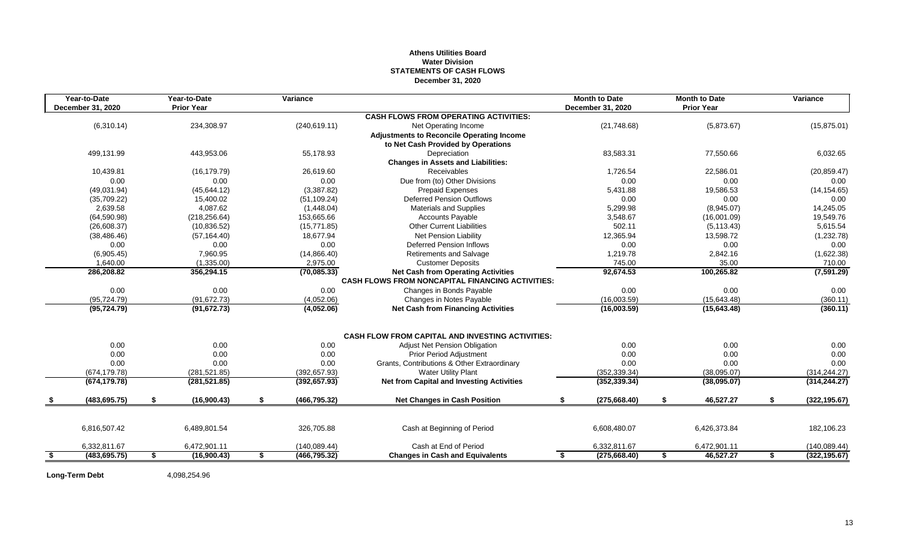**Athens Utilities Board**
**Water Division**
**STATEMENTS OF CASH FLOWS**
**December 31, 2020**

| Year-to-Date December 31, 2020 | Year-to-Date Prior Year | Variance | | Month to Date December 31, 2020 | Month to Date Prior Year | Variance |
|---|---|---|---|---|---|---|
| | | | **CASH FLOWS FROM OPERATING ACTIVITIES:** | | | |
| (6,310.14) | 234,308.97 | (240,619.11) | Net Operating Income | (21,748.68) | (5,873.67) | (15,875.01) |
| | | | **Adjustments to Reconcile Operating Income** | | | |
| | | | **to Net Cash Provided by Operations** | | | |
| 499,131.99 | 443,953.06 | 55,178.93 | Depreciation | 83,583.31 | 77,550.66 | 6,032.65 |
| | | | **Changes in Assets and Liabilities:** | | | |
| 10,439.81 | (16,179.79) | 26,619.60 | Receivables | 1,726.54 | 22,586.01 | (20,859.47) |
| 0.00 | 0.00 | 0.00 | Due from (to) Other Divisions | 0.00 | 0.00 | 0.00 |
| (49,031.94) | (45,644.12) | (3,387.82) | Prepaid Expenses | 5,431.88 | 19,586.53 | (14,154.65) |
| (35,709.22) | 15,400.02 | (51,109.24) | Deferred Pension Outflows | 0.00 | 0.00 | 0.00 |
| 2,639.58 | 4,087.62 | (1,448.04) | Materials and Supplies | 5,299.98 | (8,945.07) | 14,245.05 |
| (64,590.98) | (218,256.64) | 153,665.66 | Accounts Payable | 3,548.67 | (16,001.09) | 19,549.76 |
| (26,608.37) | (10,836.52) | (15,771.85) | Other Current Liabilities | 502.11 | (5,113.43) | 5,615.54 |
| (38,486.46) | (57,164.40) | 18,677.94 | Net Pension Liability | 12,365.94 | 13,598.72 | (1,232.78) |
| 0.00 | 0.00 | 0.00 | Deferred Pension Inflows | 0.00 | 0.00 | 0.00 |
| (6,905.45) | 7,960.95 | (14,866.40) | Retirements and Salvage | 1,219.78 | 2,842.16 | (1,622.38) |
| 1,640.00 | (1,335.00) | 2,975.00 | Customer Deposits | 745.00 | 35.00 | 710.00 |
| **286,208.82** | **356,294.15** | **(70,085.33)** | **Net Cash from Operating Activities** | **92,674.53** | **100,265.82** | **(7,591.29)** |
| | | | **CASH FLOWS FROM NONCAPITAL FINANCING ACTIVITIES:** | | | |
| 0.00 | 0.00 | 0.00 | Changes in Bonds Payable | 0.00 | 0.00 | 0.00 |
| (95,724.79) | (91,672.73) | (4,052.06) | Changes in Notes Payable | (16,003.59) | (15,643.48) | (360.11) |
| **(95,724.79)** | **(91,672.73)** | **(4,052.06)** | **Net Cash from Financing Activities** | **(16,003.59)** | **(15,643.48)** | **(360.11)** |
| | | | **CASH FLOW FROM CAPITAL AND INVESTING ACTIVITIES:** | | | |
| 0.00 | 0.00 | 0.00 | Adjust Net Pension Obligation | 0.00 | 0.00 | 0.00 |
| 0.00 | 0.00 | 0.00 | Prior Period Adjustment | 0.00 | 0.00 | 0.00 |
| 0.00 | 0.00 | 0.00 | Grants, Contributions & Other Extraordinary | 0.00 | 0.00 | 0.00 |
| (674,179.78) | (281,521.85) | (392,657.93) | Water Utility Plant | (352,339.34) | (38,095.07) | (314,244.27) |
| **(674,179.78)** | **(281,521.85)** | **(392,657.93)** | **Net from Capital and Investing Activities** | **(352,339.34)** | **(38,095.07)** | **(314,244.27)** |
| **$ (483,695.75)** | **$ (16,900.43)** | **$ (466,795.32)** | **Net Changes in Cash Position** | **$ (275,668.40)** | **$ 46,527.27** | **$ (322,195.67)** |
| 6,816,507.42 | 6,489,801.54 | 326,705.88 | Cash at Beginning of Period | 6,608,480.07 | 6,426,373.84 | 182,106.23 |
| 6,332,811.67 | 6,472,901.11 | (140,089.44) | Cash at End of Period | 6,332,811.67 | 6,472,901.11 | (140,089.44) |
| **$ (483,695.75)** | **$ (16,900.43)** | **$ (466,795.32)** | **Changes in Cash and Equivalents** | **$ (275,668.40)** | **$ 46,527.27** | **$ (322,195.67)** |

**Long-Term Debt** 4,098,254.96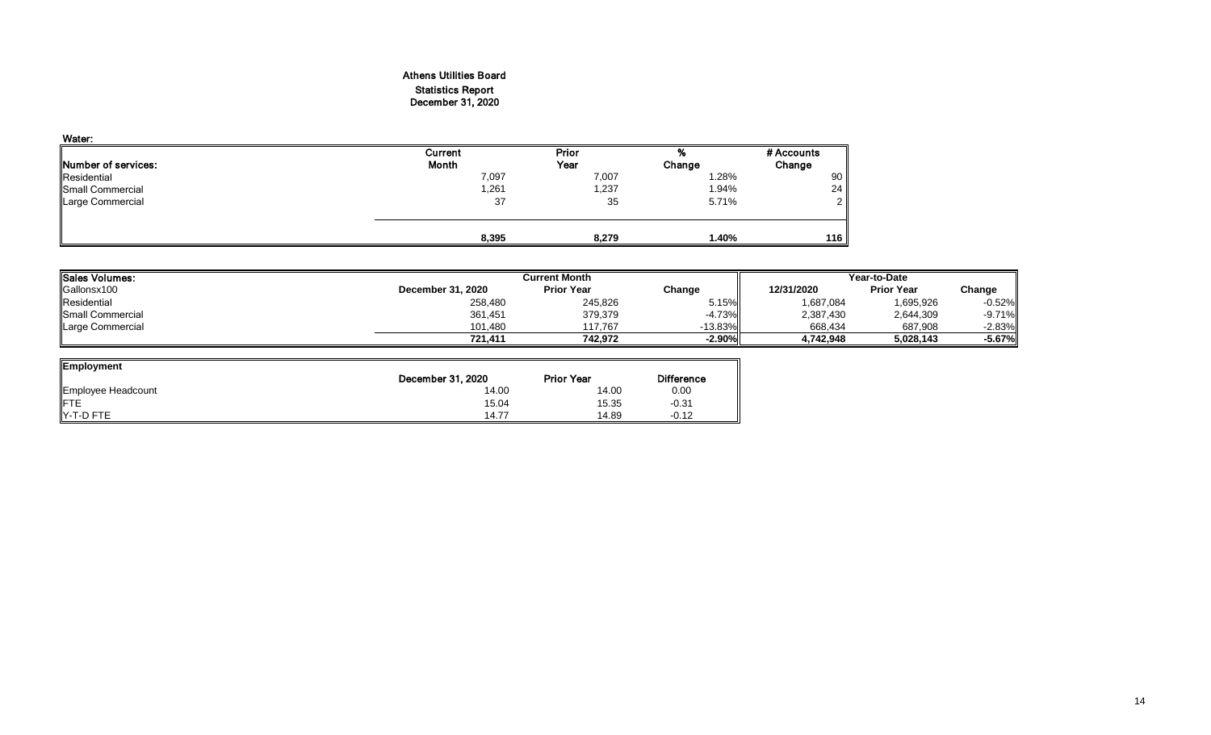# Athens Utilities Board

## Statistics Report

## December 31, 2020

### Water:

| Number of services: | Current Month | Prior Year | % Change | # Accounts Change |
|---|---|---|---|---|
| Residential | 7,097 | 7,007 | 1.28% | 90 |
| Small Commercial | 1,261 | 1,237 | 1.94% | 24 |
| Large Commercial | 37 | 35 | 5.71% | 2 |
| | **8,395** | **8,279** | **1.40%** | **116** |

| Sales Volumes: | Current Month | | | Year-to-Date | | |
|---|---|---|---|---|---|---|
| Gallonsx100 | December 31, 2020 | Prior Year | Change | 12/31/2020 | Prior Year | Change |
| Residential | 258,480 | 245,826 | 5.15% | 1,687,084 | 1,695,926 | -0.52% |
| Small Commercial | 361,451 | 379,379 | -4.73% | 2,387,430 | 2,644,309 | -9.71% |
| Large Commercial | 101,480 | 117,767 | -13.83% | 668,434 | 687,908 | -2.83% |
| | **721,411** | **742,972** | **-2.90%** | **4,742,948** | **5,028,143** | **-5.67%** |

| Employment | December 31, 2020 | Prior Year | Difference |
|---|---|---|---|
| Employee Headcount | 14.00 | 14.00 | 0.00 |
| FTE | 15.04 | 15.35 | -0.31 |
| Y-T-D FTE | 14.77 | 14.89 | -0.12 |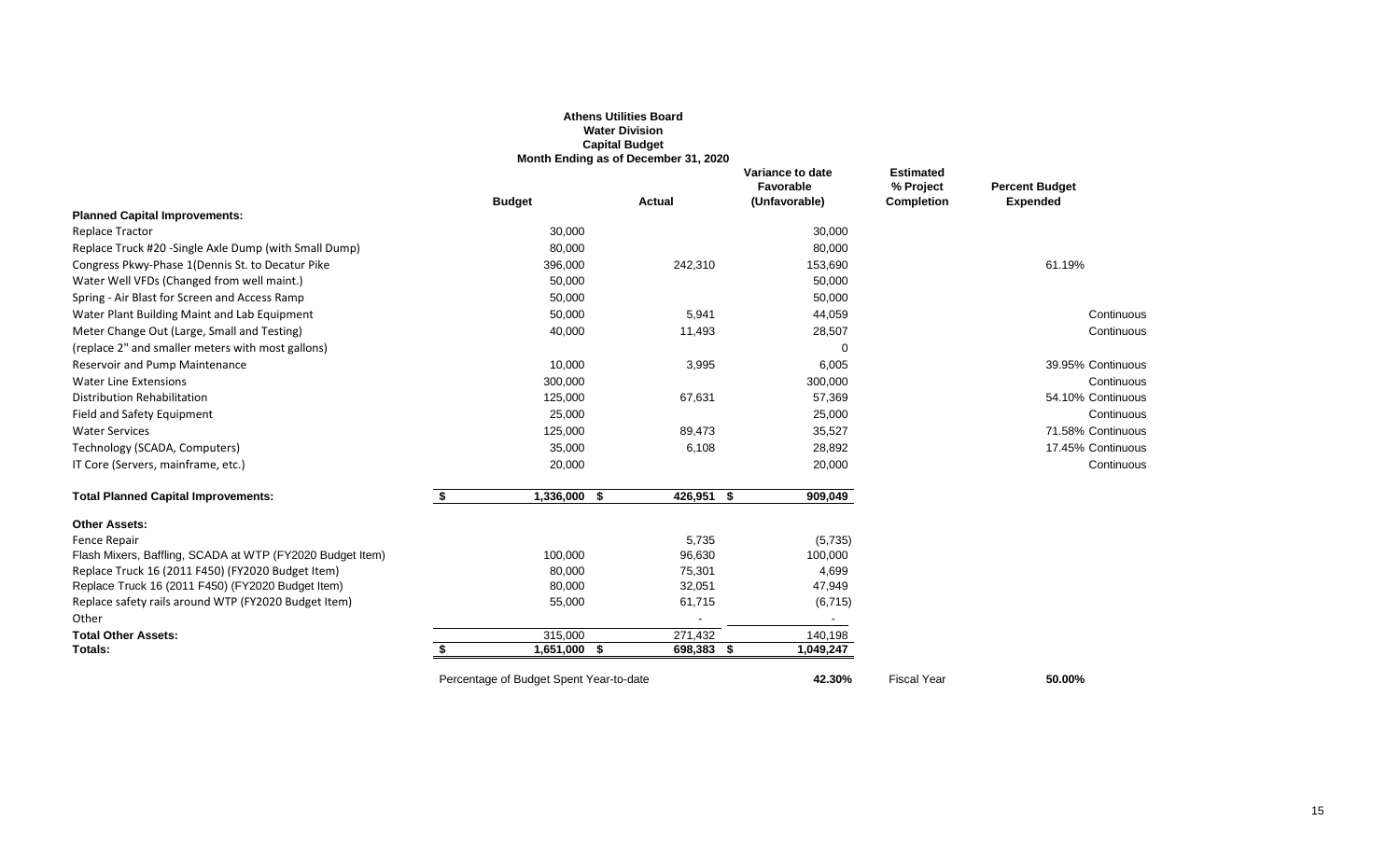**Athens Utilities Board**
**Water Division**
**Capital Budget**
**Month Ending as of December 31, 2020**

| | Budget | Actual | Variance to date Favorable (Unfavorable) | Estimated % Project Completion | Percent Budget Expended | |
|---|---|---|---|---|---|---|
| **Planned Capital Improvements:** | | | | | | |
| Replace Tractor | 30,000 | | 30,000 | | | |
| Replace Truck #20 -Single Axle Dump (with Small Dump) | 80,000 | | 80,000 | | | |
| Congress Pkwy-Phase 1(Dennis St. to Decatur Pike | 396,000 | 242,310 | 153,690 | | 61.19% | |
| Water Well VFDs (Changed from well maint.) | 50,000 | | 50,000 | | | |
| Spring - Air Blast for Screen and Access Ramp | 50,000 | | 50,000 | | | |
| Water Plant Building Maint and Lab Equipment | 50,000 | 5,941 | 44,059 | | | Continuous |
| Meter Change Out (Large, Small and Testing) | 40,000 | 11,493 | 28,507 | | | Continuous |
| (replace 2" and smaller meters with most gallons) | | | 0 | | | |
| Reservoir and Pump Maintenance | 10,000 | 3,995 | 6,005 | | 39.95% | Continuous |
| Water Line Extensions | 300,000 | | 300,000 | | | Continuous |
| Distribution Rehabilitation | 125,000 | 67,631 | 57,369 | | 54.10% | Continuous |
| Field and Safety Equipment | 25,000 | | 25,000 | | | Continuous |
| Water Services | 125,000 | 89,473 | 35,527 | | 71.58% | Continuous |
| Technology (SCADA, Computers) | 35,000 | 6,108 | 28,892 | | 17.45% | Continuous |
| IT Core (Servers, mainframe, etc.) | 20,000 | | 20,000 | | | Continuous |
| **Total Planned Capital Improvements:** | $ 1,336,000 | $ 426,951 | $ 909,049 | | | |
| **Other Assets:** | | | | | | |
| Fence Repair | | 5,735 | (5,735) | | | |
| Flash Mixers, Baffling, SCADA at WTP (FY2020 Budget Item) | 100,000 | 96,630 | 100,000 | | | |
| Replace Truck 16 (2011 F450) (FY2020 Budget Item) | 80,000 | 75,301 | 4,699 | | | |
| Replace Truck 16 (2011 F450) (FY2020 Budget Item) | 80,000 | 32,051 | 47,949 | | | |
| Replace safety rails around WTP (FY2020 Budget Item) | 55,000 | 61,715 | (6,715) | | | |
| Other | | - | - | | | |
| **Total Other Assets:** | 315,000 | 271,432 | 140,198 | | | |
| **Totals:** | $ 1,651,000 | $ 698,383 | $ 1,049,247 | | | |
| | Percentage of Budget Spent Year-to-date | | **42.30%** | Fiscal Year | **50.00%** | |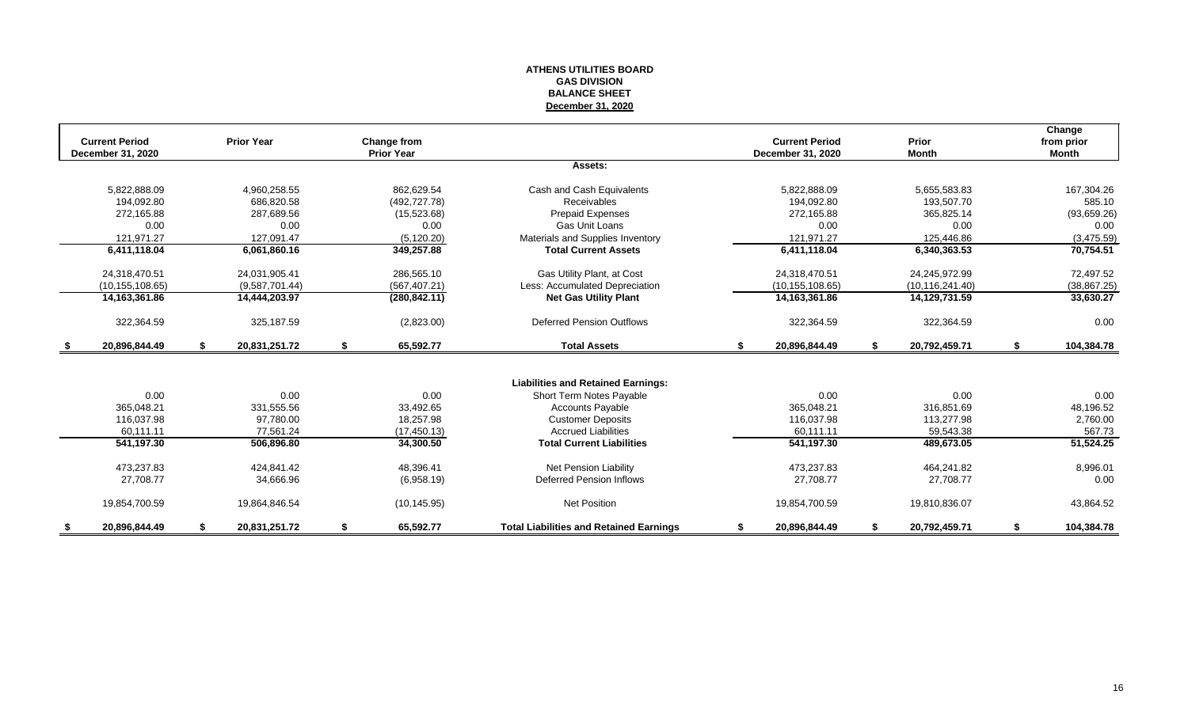**ATHENS UTILITIES BOARD**
**GAS DIVISION**
**BALANCE SHEET**
**December 31, 2020**

| Current Period December 31, 2020 | Prior Year | Change from Prior Year | | Current Period December 31, 2020 | Prior Month | Change from prior Month |
|---|---|---|---|---|---|---|
| | | | **Assets:** | | | |
| 5,822,888.09 | 4,960,258.55 | 862,629.54 | Cash and Cash Equivalents | 5,822,888.09 | 5,655,583.83 | 167,304.26 |
| 194,092.80 | 686,820.58 | (492,727.78) | Receivables | 194,092.80 | 193,507.70 | 585.10 |
| 272,165.88 | 287,689.56 | (15,523.68) | Prepaid Expenses | 272,165.88 | 365,825.14 | (93,659.26) |
| 0.00 | 0.00 | 0.00 | Gas Unit Loans | 0.00 | 0.00 | 0.00 |
| 121,971.27 | 127,091.47 | (5,120.20) | Materials and Supplies Inventory | 121,971.27 | 125,446.86 | (3,475.59) |
| **6,411,118.04** | **6,061,860.16** | **349,257.88** | **Total Current Assets** | **6,411,118.04** | **6,340,363.53** | **70,754.51** |
| 24,318,470.51 | 24,031,905.41 | 286,565.10 | Gas Utility Plant, at Cost | 24,318,470.51 | 24,245,972.99 | 72,497.52 |
| (10,155,108.65) | (9,587,701.44) | (567,407.21) | Less: Accumulated Depreciation | (10,155,108.65) | (10,116,241.40) | (38,867.25) |
| **14,163,361.86** | **14,444,203.97** | **(280,842.11)** | **Net Gas Utility Plant** | **14,163,361.86** | **14,129,731.59** | **33,630.27** |
| 322,364.59 | 325,187.59 | (2,823.00) | Deferred Pension Outflows | 322,364.59 | 322,364.59 | 0.00 |
| **$ 20,896,844.49** | **$ 20,831,251.72** | **$ 65,592.77** | **Total Assets** | **$ 20,896,844.49** | **$ 20,792,459.71** | **$ 104,384.78** |
| | | | **Liabilities and Retained Earnings:** | | | |
| 0.00 | 0.00 | 0.00 | Short Term Notes Payable | 0.00 | 0.00 | 0.00 |
| 365,048.21 | 331,555.56 | 33,492.65 | Accounts Payable | 365,048.21 | 316,851.69 | 48,196.52 |
| 116,037.98 | 97,780.00 | 18,257.98 | Customer Deposits | 116,037.98 | 113,277.98 | 2,760.00 |
| 60,111.11 | 77,561.24 | (17,450.13) | Accrued Liabilities | 60,111.11 | 59,543.38 | 567.73 |
| **541,197.30** | **506,896.80** | **34,300.50** | **Total Current Liabilities** | **541,197.30** | **489,673.05** | **51,524.25** |
| 473,237.83 | 424,841.42 | 48,396.41 | Net Pension Liability | 473,237.83 | 464,241.82 | 8,996.01 |
| 27,708.77 | 34,666.96 | (6,958.19) | Deferred Pension Inflows | 27,708.77 | 27,708.77 | 0.00 |
| 19,854,700.59 | 19,864,846.54 | (10,145.95) | Net Position | 19,854,700.59 | 19,810,836.07 | 43,864.52 |
| **$ 20,896,844.49** | **$ 20,831,251.72** | **$ 65,592.77** | **Total Liabilities and Retained Earnings** | **$ 20,896,844.49** | **$ 20,792,459.71** | **$ 104,384.78** |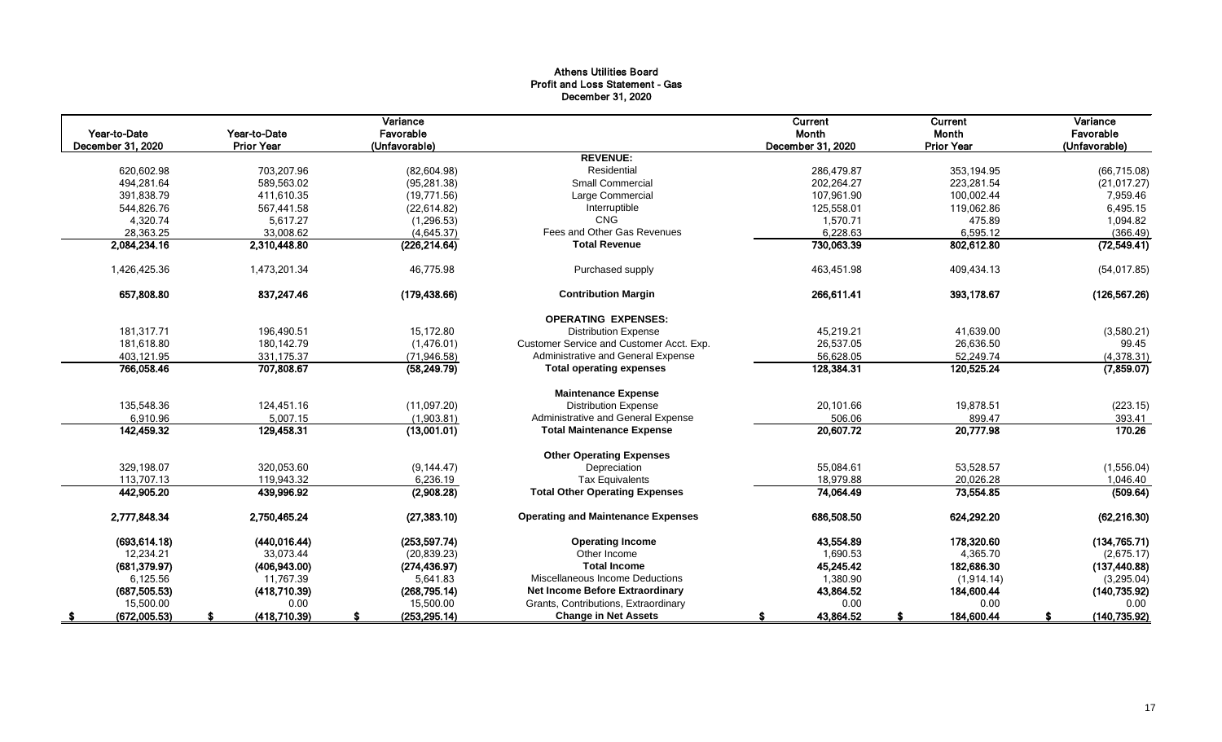# Athens Utilities Board
## Profit and Loss Statement - Gas
### December 31, 2020

| Year-to-Date December 31, 2020 | Year-to-Date Prior Year | Variance Favorable (Unfavorable) | | Current Month December 31, 2020 | Current Month Prior Year | Variance Favorable (Unfavorable) |
|---|---|---|---|---|---|---|
| | | | **REVENUE:** | | | |
| 620,602.98 | 703,207.96 | (82,604.98) | Residential | 286,479.87 | 353,194.95 | (66,715.08) |
| 494,281.64 | 589,563.02 | (95,281.38) | Small Commercial | 202,264.27 | 223,281.54 | (21,017.27) |
| 391,838.79 | 411,610.35 | (19,771.56) | Large Commercial | 107,961.90 | 100,002.44 | 7,959.46 |
| 544,826.76 | 567,441.58 | (22,614.82) | Interruptible | 125,558.01 | 119,062.86 | 6,495.15 |
| 4,320.74 | 5,617.27 | (1,296.53) | CNG | 1,570.71 | 475.89 | 1,094.82 |
| 28,363.25 | 33,008.62 | (4,645.37) | Fees and Other Gas Revenues | 6,228.63 | 6,595.12 | (366.49) |
| **2,084,234.16** | **2,310,448.80** | **(226,214.64)** | **Total Revenue** | **730,063.39** | **802,612.80** | **(72,549.41)** |
| 1,426,425.36 | 1,473,201.34 | 46,775.98 | Purchased supply | 463,451.98 | 409,434.13 | (54,017.85) |
| **657,808.80** | **837,247.46** | **(179,438.66)** | **Contribution Margin** | **266,611.41** | **393,178.67** | **(126,567.26)** |
| | | | **OPERATING EXPENSES:** | | | |
| 181,317.71 | 196,490.51 | 15,172.80 | Distribution Expense | 45,219.21 | 41,639.00 | (3,580.21) |
| 181,618.80 | 180,142.79 | (1,476.01) | Customer Service and Customer Acct. Exp. | 26,537.05 | 26,636.50 | 99.45 |
| 403,121.95 | 331,175.37 | (71,946.58) | Administrative and General Expense | 56,628.05 | 52,249.74 | (4,378.31) |
| **766,058.46** | **707,808.67** | **(58,249.79)** | **Total operating expenses** | **128,384.31** | **120,525.24** | **(7,859.07)** |
| | | | **Maintenance Expense** | | | |
| 135,548.36 | 124,451.16 | (11,097.20) | Distribution Expense | 20,101.66 | 19,878.51 | (223.15) |
| 6,910.96 | 5,007.15 | (1,903.81) | Administrative and General Expense | 506.06 | 899.47 | 393.41 |
| **142,459.32** | **129,458.31** | **(13,001.01)** | **Total Maintenance Expense** | **20,607.72** | **20,777.98** | **170.26** |
| | | | **Other Operating Expenses** | | | |
| 329,198.07 | 320,053.60 | (9,144.47) | Depreciation | 55,084.61 | 53,528.57 | (1,556.04) |
| 113,707.13 | 119,943.32 | 6,236.19 | Tax Equivalents | 18,979.88 | 20,026.28 | 1,046.40 |
| **442,905.20** | **439,996.92** | **(2,908.28)** | **Total Other Operating Expenses** | **74,064.49** | **73,554.85** | **(509.64)** |
| **2,777,848.34** | **2,750,465.24** | **(27,383.10)** | **Operating and Maintenance Expenses** | **686,508.50** | **624,292.20** | **(62,216.30)** |
| **(693,614.18)** | **(440,016.44)** | **(253,597.74)** | **Operating Income** | **43,554.89** | **178,320.60** | **(134,765.71)** |
| 12,234.21 | 33,073.44 | (20,839.23) | Other Income | 1,690.53 | 4,365.70 | (2,675.17) |
| **(681,379.97)** | **(406,943.00)** | **(274,436.97)** | **Total Income** | **45,245.42** | **182,686.30** | **(137,440.88)** |
| 6,125.56 | 11,767.39 | 5,641.83 | Miscellaneous Income Deductions | 1,380.90 | (1,914.14) | (3,295.04) |
| **(687,505.53)** | **(418,710.39)** | **(268,795.14)** | **Net Income Before Extraordinary** | **43,864.52** | **184,600.44** | **(140,735.92)** |
| 15,500.00 | 0.00 | 15,500.00 | Grants, Contributions, Extraordinary | 0.00 | 0.00 | 0.00 |
| **$ (672,005.53)** | **$ (418,710.39)** | **$ (253,295.14)** | **Change in Net Assets** | **$ 43,864.52** | **$ 184,600.44** | **$ (140,735.92)** |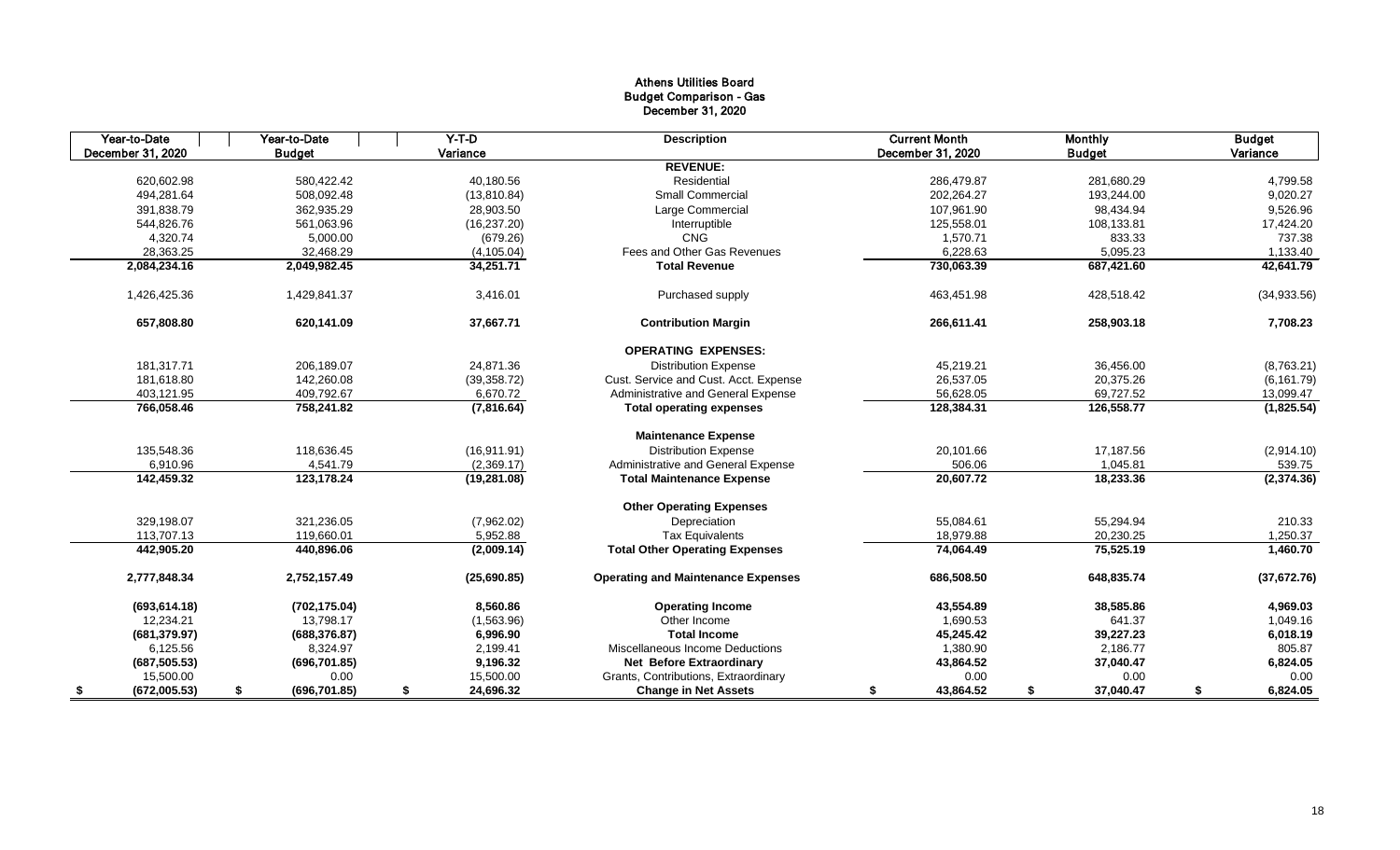# Athens Utilities Board
## Budget Comparison - Gas
### December 31, 2020

| Year-to-Date December 31, 2020 | Year-to-Date Budget | Y-T-D Variance | Description | Current Month December 31, 2020 | Monthly Budget | Budget Variance |
|---|---|---|---|---|---|---|
| | | | **REVENUE:** | | | |
| 620,602.98 | 580,422.42 | 40,180.56 | Residential | 286,479.87 | 281,680.29 | 4,799.58 |
| 494,281.64 | 508,092.48 | (13,810.84) | Small Commercial | 202,264.27 | 193,244.00 | 9,020.27 |
| 391,838.79 | 362,935.29 | 28,903.50 | Large Commercial | 107,961.90 | 98,434.94 | 9,526.96 |
| 544,826.76 | 561,063.96 | (16,237.20) | Interruptible | 125,558.01 | 108,133.81 | 17,424.20 |
| 4,320.74 | 5,000.00 | (679.26) | CNG | 1,570.71 | 833.33 | 737.38 |
| 28,363.25 | 32,468.29 | (4,105.04) | Fees and Other Gas Revenues | 6,228.63 | 5,095.23 | 1,133.40 |
| **2,084,234.16** | **2,049,982.45** | **34,251.71** | **Total Revenue** | **730,063.39** | **687,421.60** | **42,641.79** |
| 1,426,425.36 | 1,429,841.37 | 3,416.01 | Purchased supply | 463,451.98 | 428,518.42 | (34,933.56) |
| **657,808.80** | **620,141.09** | **37,667.71** | **Contribution Margin** | **266,611.41** | **258,903.18** | **7,708.23** |
| | | | **OPERATING EXPENSES:** | | | |
| 181,317.71 | 206,189.07 | 24,871.36 | Distribution Expense | 45,219.21 | 36,456.00 | (8,763.21) |
| 181,618.80 | 142,260.08 | (39,358.72) | Cust. Service and Cust. Acct. Expense | 26,537.05 | 20,375.26 | (6,161.79) |
| 403,121.95 | 409,792.67 | 6,670.72 | Administrative and General Expense | 56,628.05 | 69,727.52 | 13,099.47 |
| **766,058.46** | **758,241.82** | **(7,816.64)** | **Total operating expenses** | **128,384.31** | **126,558.77** | **(1,825.54)** |
| | | | **Maintenance Expense** | | | |
| 135,548.36 | 118,636.45 | (16,911.91) | Distribution Expense | 20,101.66 | 17,187.56 | (2,914.10) |
| 6,910.96 | 4,541.79 | (2,369.17) | Administrative and General Expense | 506.06 | 1,045.81 | 539.75 |
| **142,459.32** | **123,178.24** | **(19,281.08)** | **Total Maintenance Expense** | **20,607.72** | **18,233.36** | **(2,374.36)** |
| | | | **Other Operating Expenses** | | | |
| 329,198.07 | 321,236.05 | (7,962.02) | Depreciation | 55,084.61 | 55,294.94 | 210.33 |
| 113,707.13 | 119,660.01 | 5,952.88 | Tax Equivalents | 18,979.88 | 20,230.25 | 1,250.37 |
| **442,905.20** | **440,896.06** | **(2,009.14)** | **Total Other Operating Expenses** | **74,064.49** | **75,525.19** | **1,460.70** |
| **2,777,848.34** | **2,752,157.49** | **(25,690.85)** | **Operating and Maintenance Expenses** | **686,508.50** | **648,835.74** | **(37,672.76)** |
| **(693,614.18)** | **(702,175.04)** | **8,560.86** | **Operating Income** | **43,554.89** | **38,585.86** | **4,969.03** |
| 12,234.21 | 13,798.17 | (1,563.96) | Other Income | 1,690.53 | 641.37 | 1,049.16 |
| **(681,379.97)** | **(688,376.87)** | **6,996.90** | **Total Income** | **45,245.42** | **39,227.23** | **6,018.19** |
| 6,125.56 | 8,324.97 | 2,199.41 | Miscellaneous Income Deductions | 1,380.90 | 2,186.77 | 805.87 |
| **(687,505.53)** | **(696,701.85)** | **9,196.32** | **Net Before Extraordinary** | **43,864.52** | **37,040.47** | **6,824.05** |
| 15,500.00 | 0.00 | 15,500.00 | Grants, Contributions, Extraordinary | 0.00 | 0.00 | 0.00 |
| **$ (672,005.53)** | **$ (696,701.85)** | **$ 24,696.32** | **Change in Net Assets** | **$ 43,864.52** | **$ 37,040.47** | **$ 6,824.05** |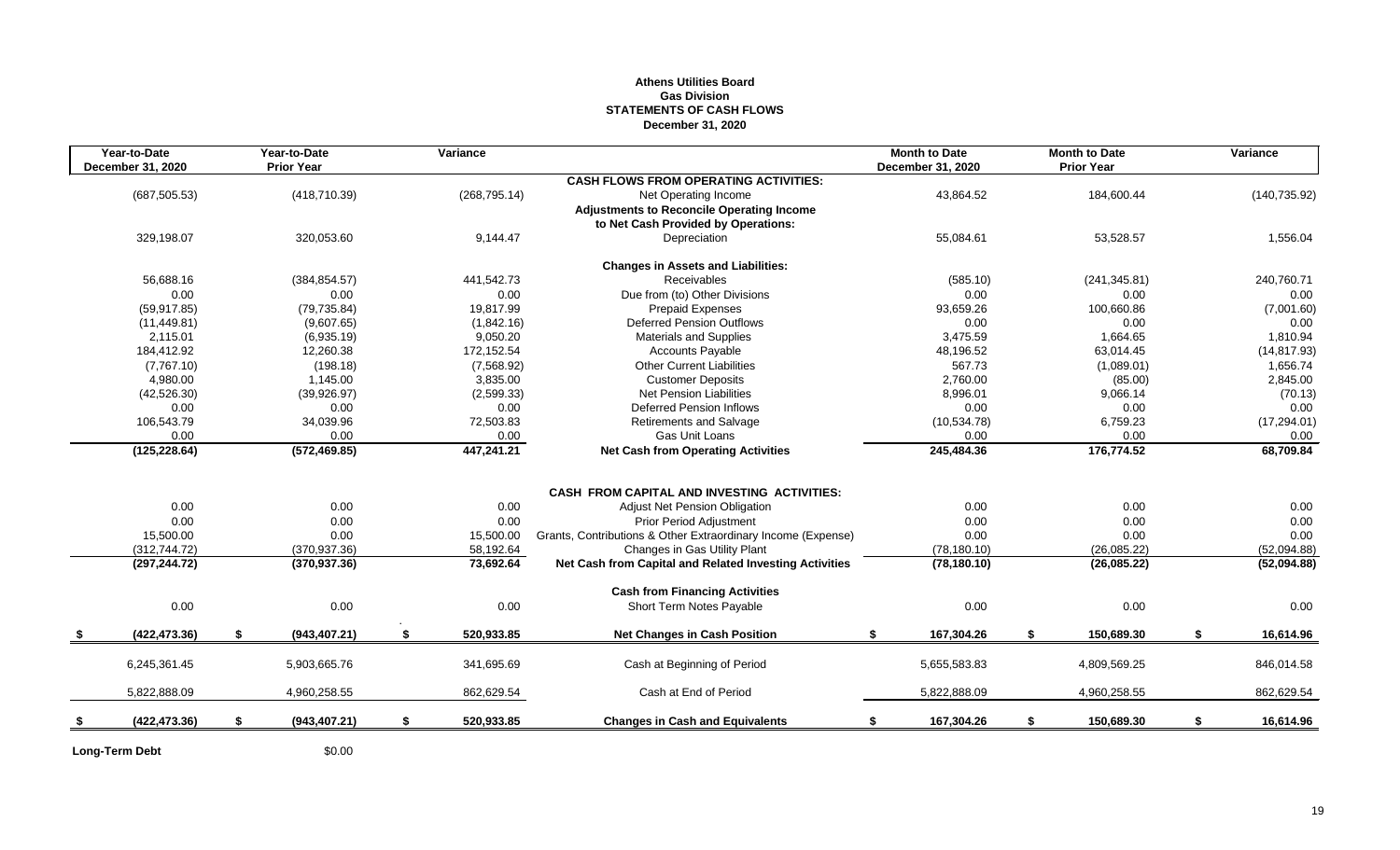**Athens Utilities Board**
**Gas Division**
**STATEMENTS OF CASH FLOWS**
**December 31, 2020**

| Year-to-Date December 31, 2020 | Year-to-Date Prior Year | Variance | | Month to Date December 31, 2020 | Month to Date Prior Year | Variance |
|---|---|---|---|---|---|---|
| | | | **CASH FLOWS FROM OPERATING ACTIVITIES:** | | | |
| (687,505.53) | (418,710.39) | (268,795.14) | Net Operating Income | 43,864.52 | 184,600.44 | (140,735.92) |
| | | | **Adjustments to Reconcile Operating Income** | | | |
| | | | **to Net Cash Provided by Operations:** | | | |
| 329,198.07 | 320,053.60 | 9,144.47 | Depreciation | 55,084.61 | 53,528.57 | 1,556.04 |
| | | | **Changes in Assets and Liabilities:** | | | |
| 56,688.16 | (384,854.57) | 441,542.73 | Receivables | (585.10) | (241,345.81) | 240,760.71 |
| 0.00 | 0.00 | 0.00 | Due from (to) Other Divisions | 0.00 | 0.00 | 0.00 |
| (59,917.85) | (79,735.84) | 19,817.99 | Prepaid Expenses | 93,659.26 | 100,660.86 | (7,001.60) |
| (11,449.81) | (9,607.65) | (1,842.16) | Deferred Pension Outflows | 0.00 | 0.00 | 0.00 |
| 2,115.01 | (6,935.19) | 9,050.20 | Materials and Supplies | 3,475.59 | 1,664.65 | 1,810.94 |
| 184,412.92 | 12,260.38 | 172,152.54 | Accounts Payable | 48,196.52 | 63,014.45 | (14,817.93) |
| (7,767.10) | (198.18) | (7,568.92) | Other Current Liabilities | 567.73 | (1,089.01) | 1,656.74 |
| 4,980.00 | 1,145.00 | 3,835.00 | Customer Deposits | 2,760.00 | (85.00) | 2,845.00 |
| (42,526.30) | (39,926.97) | (2,599.33) | Net Pension Liabilities | 8,996.01 | 9,066.14 | (70.13) |
| 0.00 | 0.00 | 0.00 | Deferred Pension Inflows | 0.00 | 0.00 | 0.00 |
| 106,543.79 | 34,039.96 | 72,503.83 | Retirements and Salvage | (10,534.78) | 6,759.23 | (17,294.01) |
| 0.00 | 0.00 | 0.00 | Gas Unit Loans | 0.00 | 0.00 | 0.00 |
| **(125,228.64)** | **(572,469.85)** | **447,241.21** | **Net Cash from Operating Activities** | **245,484.36** | **176,774.52** | **68,709.84** |
| | | | **CASH FROM CAPITAL AND INVESTING ACTIVITIES:** | | | |
| 0.00 | 0.00 | 0.00 | Adjust Net Pension Obligation | 0.00 | 0.00 | 0.00 |
| 0.00 | 0.00 | 0.00 | Prior Period Adjustment | 0.00 | 0.00 | 0.00 |
| 15,500.00 | 0.00 | 15,500.00 | Grants, Contributions & Other Extraordinary Income (Expense) | 0.00 | 0.00 | 0.00 |
| (312,744.72) | (370,937.36) | 58,192.64 | Changes in Gas Utility Plant | (78,180.10) | (26,085.22) | (52,094.88) |
| **(297,244.72)** | **(370,937.36)** | **73,692.64** | **Net Cash from Capital and Related Investing Activities** | **(78,180.10)** | **(26,085.22)** | **(52,094.88)** |
| | | | **Cash from Financing Activities** | | | |
| 0.00 | 0.00 | 0.00 | Short Term Notes Payable | 0.00 | 0.00 | 0.00 |
| **$ (422,473.36)** | **$ (943,407.21)** | **$ 520,933.85** | **Net Changes in Cash Position** | **$ 167,304.26** | **$ 150,689.30** | **$ 16,614.96** |
| 6,245,361.45 | 5,903,665.76 | 341,695.69 | Cash at Beginning of Period | 5,655,583.83 | 4,809,569.25 | 846,014.58 |
| 5,822,888.09 | 4,960,258.55 | 862,629.54 | Cash at End of Period | 5,822,888.09 | 4,960,258.55 | 862,629.54 |
| **$ (422,473.36)** | **$ (943,407.21)** | **$ 520,933.85** | **Changes in Cash and Equivalents** | **$ 167,304.26** | **$ 150,689.30** | **$ 16,614.96** |

**Long-Term Debt** $0.00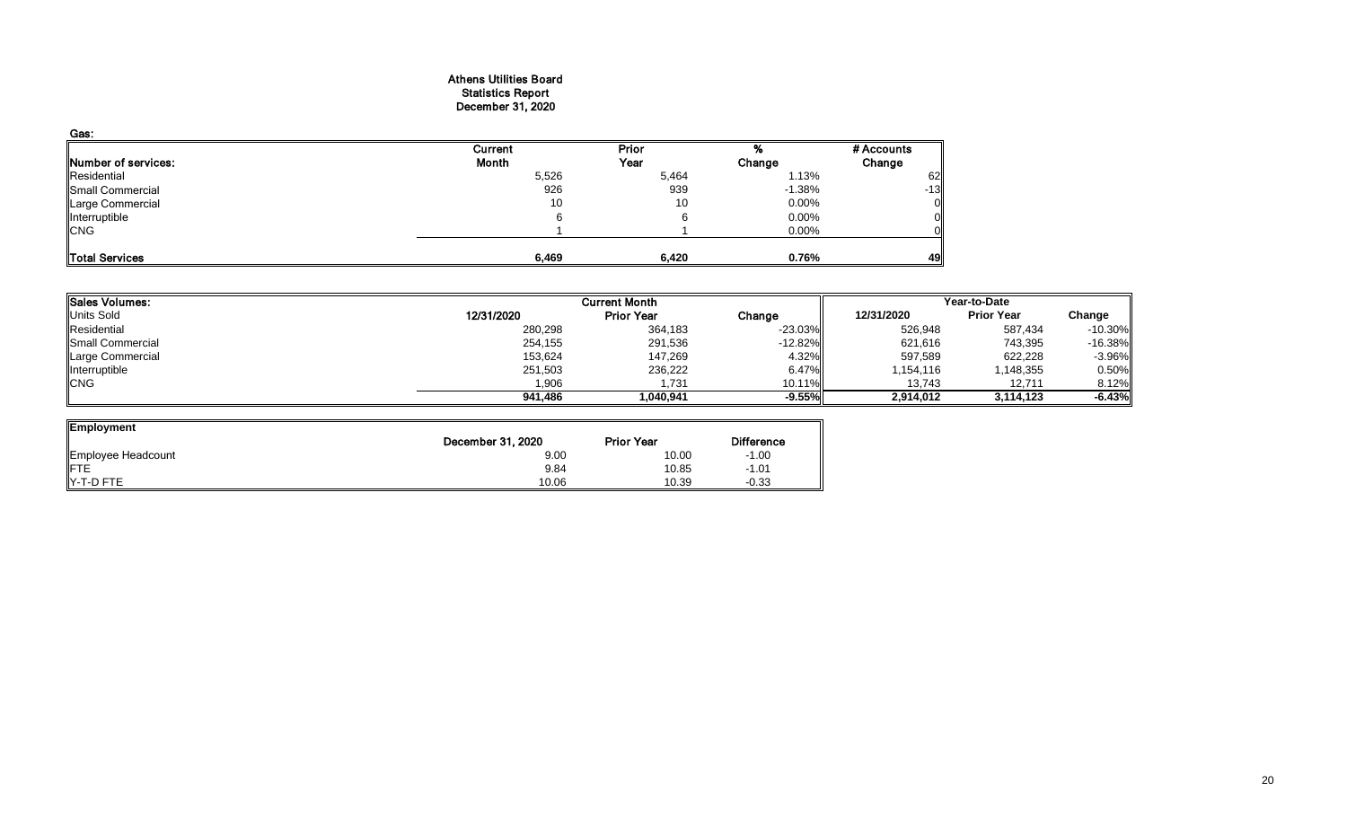# Athens Utilities Board
## Statistics Report
## December 31, 2020

Gas:

| Number of services: | Current Month | Prior Year | % Change | # Accounts Change |
|---|---|---|---|---|
| Residential | 5,526 | 5,464 | 1.13% | 62 |
| Small Commercial | 926 | 939 | -1.38% | -13 |
| Large Commercial | 10 | 10 | 0.00% | 0 |
| Interruptible | 6 | 6 | 0.00% | 0 |
| CNG | 1 | 1 | 0.00% | 0 |
| **Total Services** | **6,469** | **6,420** | **0.76%** | **49** |

| Sales Volumes: | Current Month | | | Year-to-Date | | |
|---|---|---|---|---|---|---|
| Units Sold | 12/31/2020 | Prior Year | Change | 12/31/2020 | Prior Year | Change |
| Residential | 280,298 | 364,183 | -23.03% | 526,948 | 587,434 | -10.30% |
| Small Commercial | 254,155 | 291,536 | -12.82% | 621,616 | 743,395 | -16.38% |
| Large Commercial | 153,624 | 147,269 | 4.32% | 597,589 | 622,228 | -3.96% |
| Interruptible | 251,503 | 236,222 | 6.47% | 1,154,116 | 1,148,355 | 0.50% |
| CNG | 1,906 | 1,731 | 10.11% | 13,743 | 12,711 | 8.12% |
| | **941,486** | **1,040,941** | **-9.55%** | **2,914,012** | **3,114,123** | **-6.43%** |

| Employment | December 31, 2020 | Prior Year | Difference |
|---|---|---|---|
| Employee Headcount | 9.00 | 10.00 | -1.00 |
| FTE | 9.84 | 10.85 | -1.01 |
| Y-T-D FTE | 10.06 | 10.39 | -0.33 |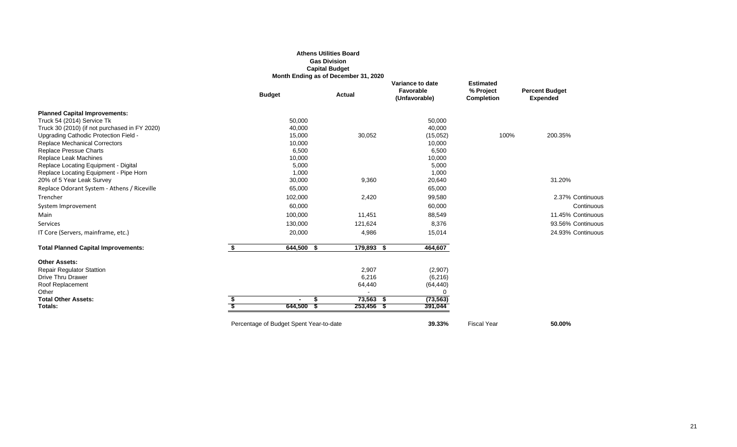**Athens Utilities Board**
**Gas Division**
**Capital Budget**
**Month Ending as of December 31, 2020**

| | Budget | Actual | Variance to date Favorable (Unfavorable) | Estimated % Project Completion | Percent Budget Expended | |
|---|---|---|---|---|---|---|
| **Planned Capital Improvements:** | | | | | | |
| Truck 54 (2014) Service Tk | 50,000 | | 50,000 | | | |
| Truck 30 (2010) (if not purchased in FY 2020) | 40,000 | | 40,000 | | | |
| Upgrading Cathodic Protection Field - | 15,000 | 30,052 | (15,052) | 100% | 200.35% | |
| Replace Mechanical Correctors | 10,000 | | 10,000 | | | |
| Replace Pressue Charts | 6,500 | | 6,500 | | | |
| Replace Leak Machines | 10,000 | | 10,000 | | | |
| Replace Locating Equipment - Digital | 5,000 | | 5,000 | | | |
| Replace Locating Equipment - Pipe Horn | 1,000 | | 1,000 | | | |
| 20% of 5 Year Leak Survey | 30,000 | 9,360 | 20,640 | | 31.20% | |
| Replace Odorant System - Athens / Riceville | 65,000 | | 65,000 | | | |
| Trencher | 102,000 | 2,420 | 99,580 | | 2.37% | Continuous |
| System Improvement | 60,000 | | 60,000 | | | Continuous |
| Main | 100,000 | 11,451 | 88,549 | | 11.45% | Continuous |
| Services | 130,000 | 121,624 | 8,376 | | 93.56% | Continuous |
| IT Core (Servers, mainframe, etc.) | 20,000 | 4,986 | 15,014 | | 24.93% | Continuous |
| **Total Planned Capital Improvements:** | **$ 644,500** | **$ 179,893** | **$ 464,607** | | | |
| **Other Assets:** | | | | | | |
| Repair Regulator Stattion | | 2,907 | (2,907) | | | |
| Drive Thru Drawer | | 6,216 | (6,216) | | | |
| Roof Replacement | | 64,440 | (64,440) | | | |
| Other | | - | 0 | | | |
| **Total Other Assets:** | **$ -** | **$ 73,563** | **$ (73,563)** | | | |
| **Totals:** | **$ 644,500** | **$ 253,456** | **$ 391,044** | | | |

Percentage of Budget Spent Year-to-date **39.33%** Fiscal Year **50.00%**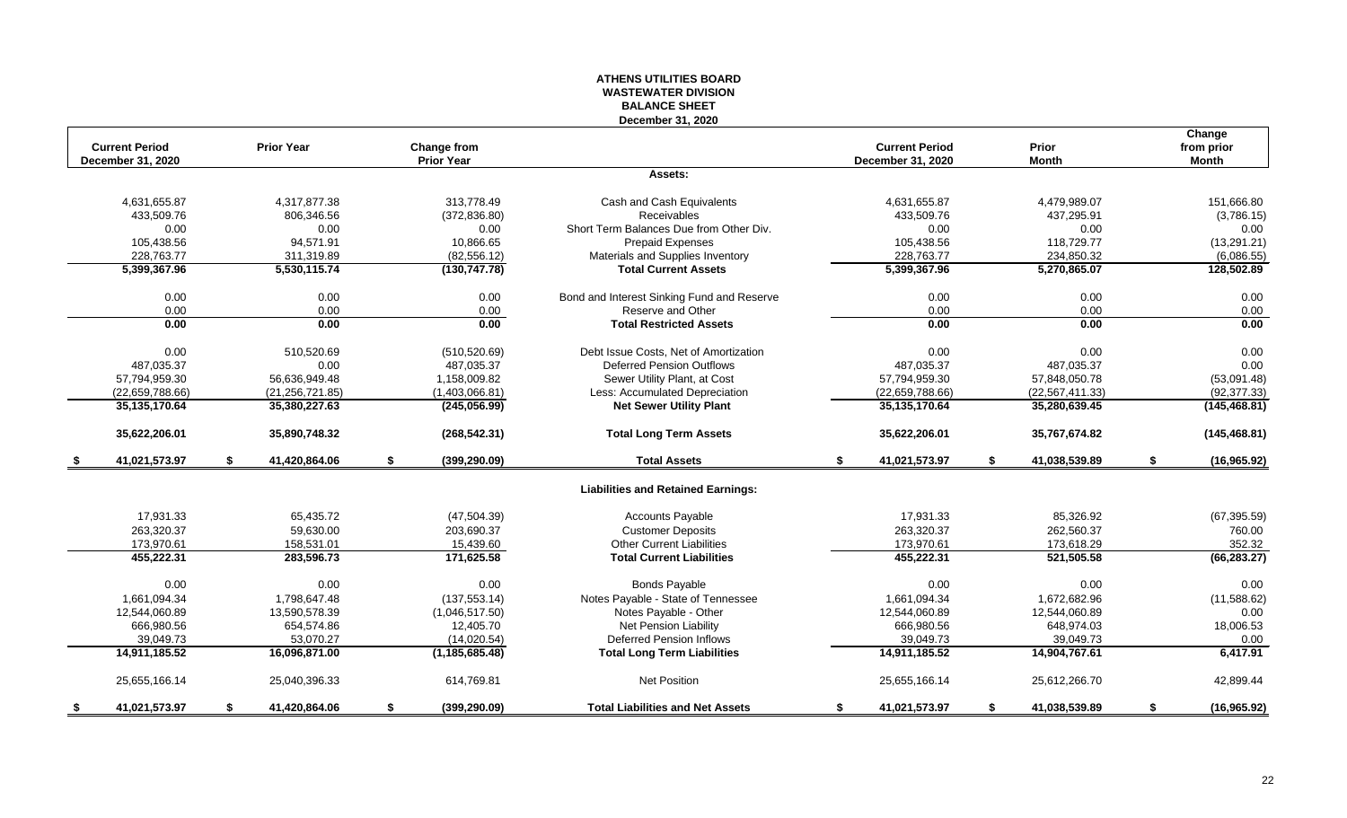# ATHENS UTILITIES BOARD
## WASTEWATER DIVISION
## BALANCE SHEET
### December 31, 2020

| Current Period December 31, 2020 | Prior Year | Change from Prior Year | | Current Period December 31, 2020 | Prior Month | Change from prior Month |
|---|---|---|---|---|---|---|
| | | | **Assets:** | | | |
| 4,631,655.87 | 4,317,877.38 | 313,778.49 | Cash and Cash Equivalents | 4,631,655.87 | 4,479,989.07 | 151,666.80 |
| 433,509.76 | 806,346.56 | (372,836.80) | Receivables | 433,509.76 | 437,295.91 | (3,786.15) |
| 0.00 | 0.00 | 0.00 | Short Term Balances Due from Other Div. | 0.00 | 0.00 | 0.00 |
| 105,438.56 | 94,571.91 | 10,866.65 | Prepaid Expenses | 105,438.56 | 118,729.77 | (13,291.21) |
| 228,763.77 | 311,319.89 | (82,556.12) | Materials and Supplies Inventory | 228,763.77 | 234,850.32 | (6,086.55) |
| **5,399,367.96** | **5,530,115.74** | **(130,747.78)** | **Total Current Assets** | **5,399,367.96** | **5,270,865.07** | **128,502.89** |
| 0.00 | 0.00 | 0.00 | Bond and Interest Sinking Fund and Reserve | 0.00 | 0.00 | 0.00 |
| 0.00 | 0.00 | 0.00 | Reserve and Other | 0.00 | 0.00 | 0.00 |
| **0.00** | **0.00** | **0.00** | **Total Restricted Assets** | **0.00** | **0.00** | **0.00** |
| 0.00 | 510,520.69 | (510,520.69) | Debt Issue Costs, Net of Amortization | 0.00 | 0.00 | 0.00 |
| 487,035.37 | 0.00 | 487,035.37 | Deferred Pension Outflows | 487,035.37 | 487,035.37 | 0.00 |
| 57,794,959.30 | 56,636,949.48 | 1,158,009.82 | Sewer Utility Plant, at Cost | 57,794,959.30 | 57,848,050.78 | (53,091.48) |
| (22,659,788.66) | (21,256,721.85) | (1,403,066.81) | Less: Accumulated Depreciation | (22,659,788.66) | (22,567,411.33) | (92,377.33) |
| **35,135,170.64** | **35,380,227.63** | **(245,056.99)** | **Net Sewer Utility Plant** | **35,135,170.64** | **35,280,639.45** | **(145,468.81)** |
| **35,622,206.01** | **35,890,748.32** | **(268,542.31)** | **Total Long Term Assets** | **35,622,206.01** | **35,767,674.82** | **(145,468.81)** |
| **$ 41,021,573.97** | **$ 41,420,864.06** | **$ (399,290.09)** | **Total Assets** | **$ 41,021,573.97** | **$ 41,038,539.89** | **$ (16,965.92)** |
| | | | **Liabilities and Retained Earnings:** | | | |
| 17,931.33 | 65,435.72 | (47,504.39) | Accounts Payable | 17,931.33 | 85,326.92 | (67,395.59) |
| 263,320.37 | 59,630.00 | 203,690.37 | Customer Deposits | 263,320.37 | 262,560.37 | 760.00 |
| 173,970.61 | 158,531.01 | 15,439.60 | Other Current Liabilities | 173,970.61 | 173,618.29 | 352.32 |
| **455,222.31** | **283,596.73** | **171,625.58** | **Total Current Liabilities** | **455,222.31** | **521,505.58** | **(66,283.27)** |
| 0.00 | 0.00 | 0.00 | Bonds Payable | 0.00 | 0.00 | 0.00 |
| 1,661,094.34 | 1,798,647.48 | (137,553.14) | Notes Payable - State of Tennessee | 1,661,094.34 | 1,672,682.96 | (11,588.62) |
| 12,544,060.89 | 13,590,578.39 | (1,046,517.50) | Notes Payable - Other | 12,544,060.89 | 12,544,060.89 | 0.00 |
| 666,980.56 | 654,574.86 | 12,405.70 | Net Pension Liability | 666,980.56 | 648,974.03 | 18,006.53 |
| 39,049.73 | 53,070.27 | (14,020.54) | Deferred Pension Inflows | 39,049.73 | 39,049.73 | 0.00 |
| **14,911,185.52** | **16,096,871.00** | **(1,185,685.48)** | **Total Long Term Liabilities** | **14,911,185.52** | **14,904,767.61** | **6,417.91** |
| 25,655,166.14 | 25,040,396.33 | 614,769.81 | Net Position | 25,655,166.14 | 25,612,266.70 | 42,899.44 |
| **$ 41,021,573.97** | **$ 41,420,864.06** | **$ (399,290.09)** | **Total Liabilities and Net Assets** | **$ 41,021,573.97** | **$ 41,038,539.89** | **$ (16,965.92)** |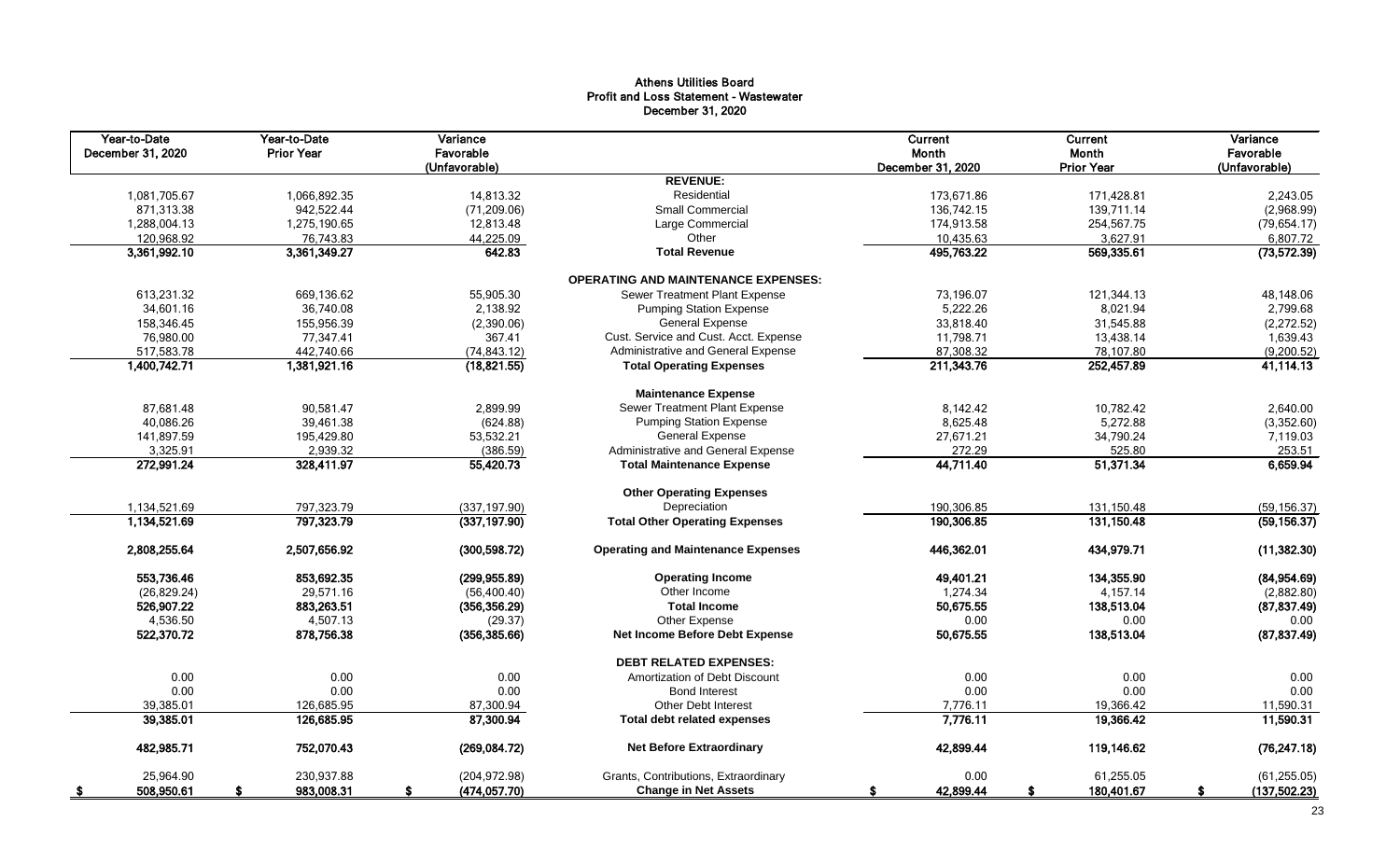# Athens Utilities Board
## Profit and Loss Statement - Wastewater
### December 31, 2020

| Year-to-Date December 31, 2020 | Year-to-Date Prior Year | Variance Favorable (Unfavorable) | | Current Month December 31, 2020 | Current Month Prior Year | Variance Favorable (Unfavorable) |
|---|---|---|---|---|---|---|
| | | | **REVENUE:** | | | |
| 1,081,705.67 | 1,066,892.35 | 14,813.32 | Residential | 173,671.86 | 171,428.81 | 2,243.05 |
| 871,313.38 | 942,522.44 | (71,209.06) | Small Commercial | 136,742.15 | 139,711.14 | (2,968.99) |
| 1,288,004.13 | 1,275,190.65 | 12,813.48 | Large Commercial | 174,913.58 | 254,567.75 | (79,654.17) |
| 120,968.92 | 76,743.83 | 44,225.09 | Other | 10,435.63 | 3,627.91 | 6,807.72 |
| **3,361,992.10** | **3,361,349.27** | **642.83** | **Total Revenue** | **495,763.22** | **569,335.61** | **(73,572.39)** |
| | | | **OPERATING AND MAINTENANCE EXPENSES:** | | | |
| 613,231.32 | 669,136.62 | 55,905.30 | Sewer Treatment Plant Expense | 73,196.07 | 121,344.13 | 48,148.06 |
| 34,601.16 | 36,740.08 | 2,138.92 | Pumping Station Expense | 5,222.26 | 8,021.94 | 2,799.68 |
| 158,346.45 | 155,956.39 | (2,390.06) | General Expense | 33,818.40 | 31,545.88 | (2,272.52) |
| 76,980.00 | 77,347.41 | 367.41 | Cust. Service and Cust. Acct. Expense | 11,798.71 | 13,438.14 | 1,639.43 |
| 517,583.78 | 442,740.66 | (74,843.12) | Administrative and General Expense | 87,308.32 | 78,107.80 | (9,200.52) |
| **1,400,742.71** | **1,381,921.16** | **(18,821.55)** | **Total Operating Expenses** | **211,343.76** | **252,457.89** | **41,114.13** |
| | | | **Maintenance Expense** | | | |
| 87,681.48 | 90,581.47 | 2,899.99 | Sewer Treatment Plant Expense | 8,142.42 | 10,782.42 | 2,640.00 |
| 40,086.26 | 39,461.38 | (624.88) | Pumping Station Expense | 8,625.48 | 5,272.88 | (3,352.60) |
| 141,897.59 | 195,429.80 | 53,532.21 | General Expense | 27,671.21 | 34,790.24 | 7,119.03 |
| 3,325.91 | 2,939.32 | (386.59) | Administrative and General Expense | 272.29 | 525.80 | 253.51 |
| **272,991.24** | **328,411.97** | **55,420.73** | **Total Maintenance Expense** | **44,711.40** | **51,371.34** | **6,659.94** |
| | | | **Other Operating Expenses** | | | |
| 1,134,521.69 | 797,323.79 | (337,197.90) | Depreciation | 190,306.85 | 131,150.48 | (59,156.37) |
| **1,134,521.69** | **797,323.79** | **(337,197.90)** | **Total Other Operating Expenses** | **190,306.85** | **131,150.48** | **(59,156.37)** |
| **2,808,255.64** | **2,507,656.92** | **(300,598.72)** | **Operating and Maintenance Expenses** | **446,362.01** | **434,979.71** | **(11,382.30)** |
| **553,736.46** | **853,692.35** | **(299,955.89)** | **Operating Income** | **49,401.21** | **134,355.90** | **(84,954.69)** |
| (26,829.24) | 29,571.16 | (56,400.40) | Other Income | 1,274.34 | 4,157.14 | (2,882.80) |
| **526,907.22** | **883,263.51** | **(356,356.29)** | **Total Income** | **50,675.55** | **138,513.04** | **(87,837.49)** |
| 4,536.50 | 4,507.13 | (29.37) | Other Expense | 0.00 | 0.00 | 0.00 |
| **522,370.72** | **878,756.38** | **(356,385.66)** | **Net Income Before Debt Expense** | **50,675.55** | **138,513.04** | **(87,837.49)** |
| | | | **DEBT RELATED EXPENSES:** | | | |
| 0.00 | 0.00 | 0.00 | Amortization of Debt Discount | 0.00 | 0.00 | 0.00 |
| 0.00 | 0.00 | 0.00 | Bond Interest | 0.00 | 0.00 | 0.00 |
| 39,385.01 | 126,685.95 | 87,300.94 | Other Debt Interest | 7,776.11 | 19,366.42 | 11,590.31 |
| **39,385.01** | **126,685.95** | **87,300.94** | **Total debt related expenses** | **7,776.11** | **19,366.42** | **11,590.31** |
| **482,985.71** | **752,070.43** | **(269,084.72)** | **Net Before Extraordinary** | **42,899.44** | **119,146.62** | **(76,247.18)** |
| 25,964.90 | 230,937.88 | (204,972.98) | Grants, Contributions, Extraordinary | 0.00 | 61,255.05 | (61,255.05) |
| **$ 508,950.61** | **$ 983,008.31** | **$ (474,057.70)** | **Change in Net Assets** | **$ 42,899.44** | **$ 180,401.67** | **$ (137,502.23)** |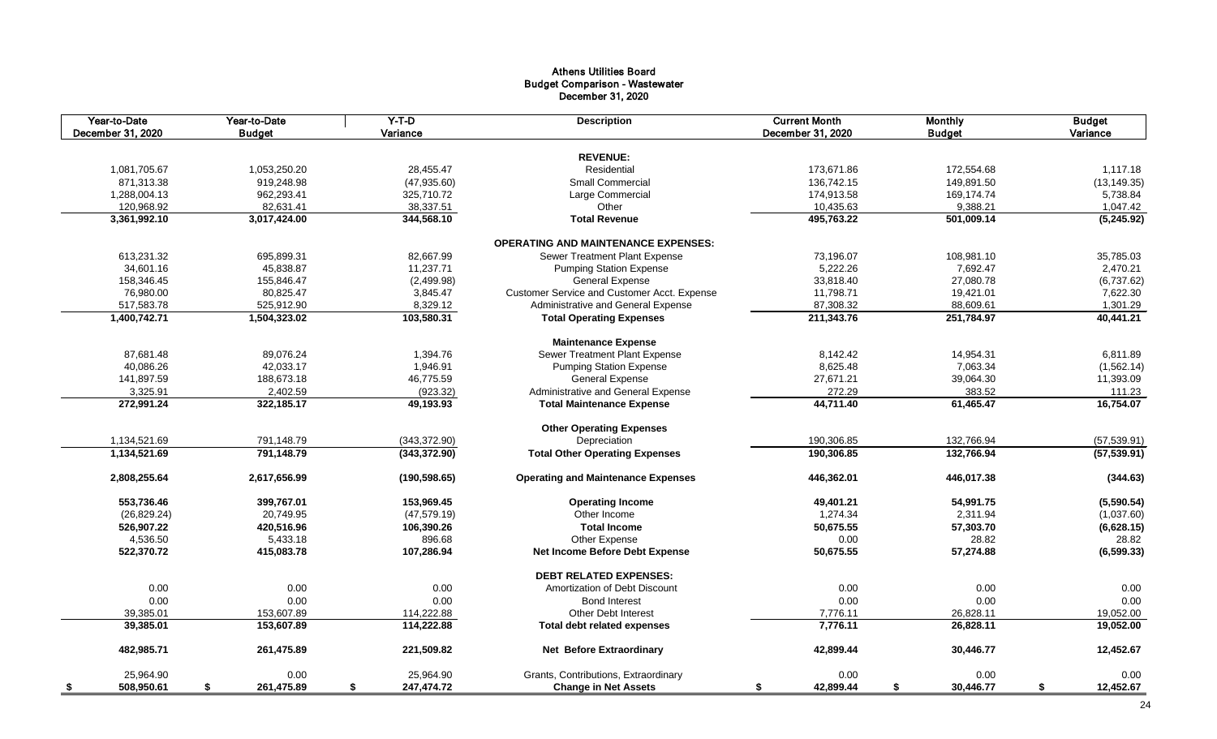# Athens Utilities Board
## Budget Comparison - Wastewater
### December 31, 2020

| Year-to-Date December 31, 2020 | Year-to-Date Budget | Y-T-D Variance | Description | Current Month December 31, 2020 | Monthly Budget | Budget Variance |
|---|---|---|---|---|---|---|
| | | | **REVENUE:** | | | |
| 1,081,705.67 | 1,053,250.20 | 28,455.47 | Residential | 173,671.86 | 172,554.68 | 1,117.18 |
| 871,313.38 | 919,248.98 | (47,935.60) | Small Commercial | 136,742.15 | 149,891.50 | (13,149.35) |
| 1,288,004.13 | 962,293.41 | 325,710.72 | Large Commercial | 174,913.58 | 169,174.74 | 5,738.84 |
| 120,968.92 | 82,631.41 | 38,337.51 | Other | 10,435.63 | 9,388.21 | 1,047.42 |
| **3,361,992.10** | **3,017,424.00** | **344,568.10** | **Total Revenue** | **495,763.22** | **501,009.14** | **(5,245.92)** |
| | | | **OPERATING AND MAINTENANCE EXPENSES:** | | | |
| 613,231.32 | 695,899.31 | 82,667.99 | Sewer Treatment Plant Expense | 73,196.07 | 108,981.10 | 35,785.03 |
| 34,601.16 | 45,838.87 | 11,237.71 | Pumping Station Expense | 5,222.26 | 7,692.47 | 2,470.21 |
| 158,346.45 | 155,846.47 | (2,499.98) | General Expense | 33,818.40 | 27,080.78 | (6,737.62) |
| 76,980.00 | 80,825.47 | 3,845.47 | Customer Service and Customer Acct. Expense | 11,798.71 | 19,421.01 | 7,622.30 |
| 517,583.78 | 525,912.90 | 8,329.12 | Administrative and General Expense | 87,308.32 | 88,609.61 | 1,301.29 |
| **1,400,742.71** | **1,504,323.02** | **103,580.31** | **Total Operating Expenses** | **211,343.76** | **251,784.97** | **40,441.21** |
| | | | **Maintenance Expense** | | | |
| 87,681.48 | 89,076.24 | 1,394.76 | Sewer Treatment Plant Expense | 8,142.42 | 14,954.31 | 6,811.89 |
| 40,086.26 | 42,033.17 | 1,946.91 | Pumping Station Expense | 8,625.48 | 7,063.34 | (1,562.14) |
| 141,897.59 | 188,673.18 | 46,775.59 | General Expense | 27,671.21 | 39,064.30 | 11,393.09 |
| 3,325.91 | 2,402.59 | (923.32) | Administrative and General Expense | 272.29 | 383.52 | 111.23 |
| **272,991.24** | **322,185.17** | **49,193.93** | **Total Maintenance Expense** | **44,711.40** | **61,465.47** | **16,754.07** |
| | | | **Other Operating Expenses** | | | |
| 1,134,521.69 | 791,148.79 | (343,372.90) | Depreciation | 190,306.85 | 132,766.94 | (57,539.91) |
| **1,134,521.69** | **791,148.79** | **(343,372.90)** | **Total Other Operating Expenses** | **190,306.85** | **132,766.94** | **(57,539.91)** |
| **2,808,255.64** | **2,617,656.99** | **(190,598.65)** | **Operating and Maintenance Expenses** | **446,362.01** | **446,017.38** | **(344.63)** |
| **553,736.46** | **399,767.01** | **153,969.45** | **Operating Income** | **49,401.21** | **54,991.75** | **(5,590.54)** |
| (26,829.24) | 20,749.95 | (47,579.19) | Other Income | 1,274.34 | 2,311.94 | (1,037.60) |
| **526,907.22** | **420,516.96** | **106,390.26** | **Total Income** | **50,675.55** | **57,303.70** | **(6,628.15)** |
| 4,536.50 | 5,433.18 | 896.68 | Other Expense | 0.00 | 28.82 | 28.82 |
| **522,370.72** | **415,083.78** | **107,286.94** | **Net Income Before Debt Expense** | **50,675.55** | **57,274.88** | **(6,599.33)** |
| | | | **DEBT RELATED EXPENSES:** | | | |
| 0.00 | 0.00 | 0.00 | Amortization of Debt Discount | 0.00 | 0.00 | 0.00 |
| 0.00 | 0.00 | 0.00 | Bond Interest | 0.00 | 0.00 | 0.00 |
| 39,385.01 | 153,607.89 | 114,222.88 | Other Debt Interest | 7,776.11 | 26,828.11 | 19,052.00 |
| **39,385.01** | **153,607.89** | **114,222.88** | **Total debt related expenses** | **7,776.11** | **26,828.11** | **19,052.00** |
| **482,985.71** | **261,475.89** | **221,509.82** | **Net Before Extraordinary** | **42,899.44** | **30,446.77** | **12,452.67** |
| 25,964.90 | 0.00 | 25,964.90 | Grants, Contributions, Extraordinary | 0.00 | 0.00 | 0.00 |
| **$ 508,950.61** | **$ 261,475.89** | **$ 247,474.72** | **Change in Net Assets** | **$ 42,899.44** | **$ 30,446.77** | **$ 12,452.67** |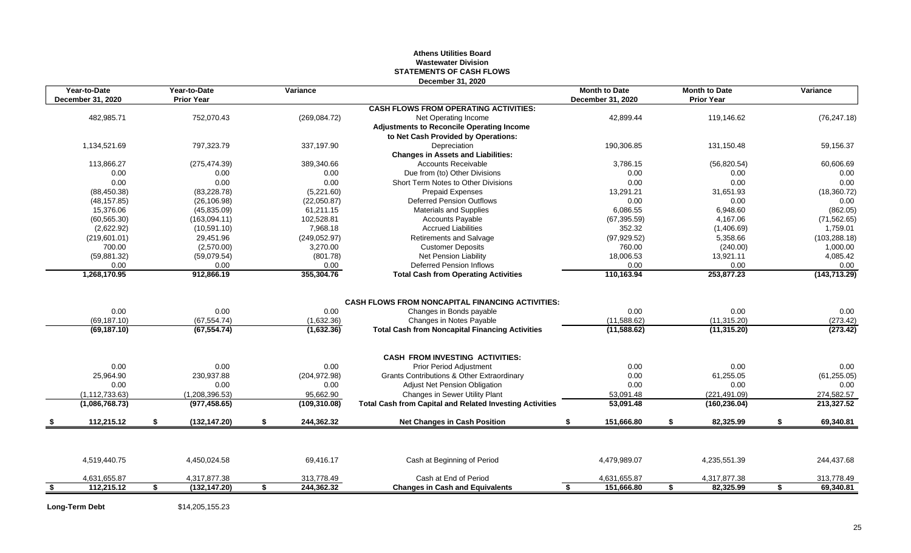# Athens Utilities Board
## Wastewater Division
## STATEMENTS OF CASH FLOWS
### December 31, 2020

| Year-to-Date December 31, 2020 | Year-to-Date Prior Year | Variance | | Month to Date December 31, 2020 | Month to Date Prior Year | Variance |
|---|---|---|---|---|---|---|
| | | | **CASH FLOWS FROM OPERATING ACTIVITIES:** | | | |
| 482,985.71 | 752,070.43 | (269,084.72) | Net Operating Income | 42,899.44 | 119,146.62 | (76,247.18) |
| | | | **Adjustments to Reconcile Operating Income** | | | |
| | | | **to Net Cash Provided by Operations:** | | | |
| 1,134,521.69 | 797,323.79 | 337,197.90 | Depreciation | 190,306.85 | 131,150.48 | 59,156.37 |
| | | | **Changes in Assets and Liabilities:** | | | |
| 113,866.27 | (275,474.39) | 389,340.66 | Accounts Receivable | 3,786.15 | (56,820.54) | 60,606.69 |
| 0.00 | 0.00 | 0.00 | Due from (to) Other Divisions | 0.00 | 0.00 | 0.00 |
| 0.00 | 0.00 | 0.00 | Short Term Notes to Other Divisions | 0.00 | 0.00 | 0.00 |
| (88,450.38) | (83,228.78) | (5,221.60) | Prepaid Expenses | 13,291.21 | 31,651.93 | (18,360.72) |
| (48,157.85) | (26,106.98) | (22,050.87) | Deferred Pension Outflows | 0.00 | 0.00 | 0.00 |
| 15,376.06 | (45,835.09) | 61,211.15 | Materials and Supplies | 6,086.55 | 6,948.60 | (862.05) |
| (60,565.30) | (163,094.11) | 102,528.81 | Accounts Payable | (67,395.59) | 4,167.06 | (71,562.65) |
| (2,622.92) | (10,591.10) | 7,968.18 | Accrued Liabilities | 352.32 | (1,406.69) | 1,759.01 |
| (219,601.01) | 29,451.96 | (249,052.97) | Retirements and Salvage | (97,929.52) | 5,358.66 | (103,288.18) |
| 700.00 | (2,570.00) | 3,270.00 | Customer Deposits | 760.00 | (240.00) | 1,000.00 |
| (59,881.32) | (59,079.54) | (801.78) | Net Pension Liability | 18,006.53 | 13,921.11 | 4,085.42 |
| 0.00 | 0.00 | 0.00 | Deferred Pension Inflows | 0.00 | 0.00 | 0.00 |
| **1,268,170.95** | **912,866.19** | **355,304.76** | **Total Cash from Operating Activities** | **110,163.94** | **253,877.23** | **(143,713.29)** |
| | | | **CASH FLOWS FROM NONCAPITAL FINANCING ACTIVITIES:** | | | |
| 0.00 | 0.00 | 0.00 | Changes in Bonds payable | 0.00 | 0.00 | 0.00 |
| (69,187.10) | (67,554.74) | (1,632.36) | Changes in Notes Payable | (11,588.62) | (11,315.20) | (273.42) |
| **(69,187.10)** | **(67,554.74)** | **(1,632.36)** | **Total Cash from Noncapital Financing Activities** | **(11,588.62)** | **(11,315.20)** | **(273.42)** |
| | | | **CASH FROM INVESTING ACTIVITIES:** | | | |
| 0.00 | 0.00 | 0.00 | Prior Period Adjustment | 0.00 | 0.00 | 0.00 |
| 25,964.90 | 230,937.88 | (204,972.98) | Grants Contributions & Other Extraordinary | 0.00 | 61,255.05 | (61,255.05) |
| 0.00 | 0.00 | 0.00 | Adjust Net Pension Obligation | 0.00 | 0.00 | 0.00 |
| (1,112,733.63) | (1,208,396.53) | 95,662.90 | Changes in Sewer Utility Plant | 53,091.48 | (221,491.09) | 274,582.57 |
| **(1,086,768.73)** | **(977,458.65)** | **(109,310.08)** | **Total Cash from Capital and Related Investing Activities** | **53,091.48** | **(160,236.04)** | **213,327.52** |
| **$ 112,215.12** | **$ (132,147.20)** | **$ 244,362.32** | **Net Changes in Cash Position** | **$ 151,666.80** | **$ 82,325.99** | **$ 69,340.81** |
| 4,519,440.75 | 4,450,024.58 | 69,416.17 | Cash at Beginning of Period | 4,479,989.07 | 4,235,551.39 | 244,437.68 |
| 4,631,655.87 | 4,317,877.38 | 313,778.49 | Cash at End of Period | 4,631,655.87 | 4,317,877.38 | 313,778.49 |
| **$ 112,215.12** | **$ (132,147.20)** | **$ 244,362.32** | **Changes in Cash and Equivalents** | **$ 151,666.80** | **$ 82,325.99** | **$ 69,340.81** |

**Long-Term Debt** $14,205,155.23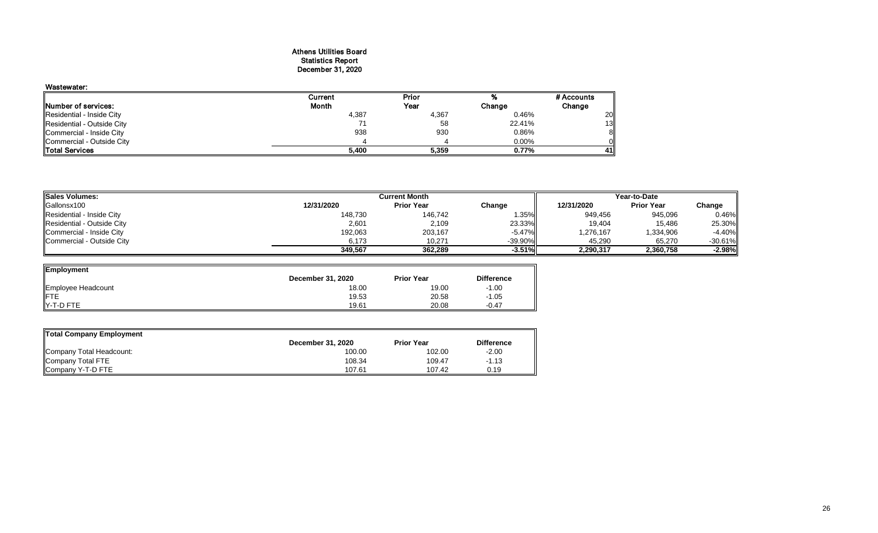# Athens Utilities Board
## Statistics Report
## December 31, 2020

**Wastewater:**

| Number of services: | Current Month | Prior Year | % Change | # Accounts Change |
|---|---|---|---|---|
| Residential - Inside City | 4,387 | 4,367 | 0.46% | 20 |
| Residential - Outside City | 71 | 58 | 22.41% | 13 |
| Commercial - Inside City | 938 | 930 | 0.86% | 8 |
| Commercial - Outside City | 4 | 4 | 0.00% | 0 |
| **Total Services** | **5,400** | **5,359** | **0.77%** | **41** |

| Sales Volumes: | Current Month | | | Year-to-Date | | |
|---|---|---|---|---|---|---|
| Gallonsx100 | 12/31/2020 | Prior Year | Change | 12/31/2020 | Prior Year | Change |
| Residential - Inside City | 148,730 | 146,742 | 1.35% | 949,456 | 945,096 | 0.46% |
| Residential - Outside City | 2,601 | 2,109 | 23.33% | 19,404 | 15,486 | 25.30% |
| Commercial - Inside City | 192,063 | 203,167 | -5.47% | 1,276,167 | 1,334,906 | -4.40% |
| Commercial - Outside City | 6,173 | 10,271 | -39.90% | 45,290 | 65,270 | -30.61% |
| | **349,567** | **362,289** | **-3.51%** | **2,290,317** | **2,360,758** | **-2.98%** |

| Employment | December 31, 2020 | Prior Year | Difference |
|---|---|---|---|
| Employee Headcount | 18.00 | 19.00 | -1.00 |
| FTE | 19.53 | 20.58 | -1.05 |
| Y-T-D FTE | 19.61 | 20.08 | -0.47 |

| Total Company Employment | December 31, 2020 | Prior Year | Difference |
|---|---|---|---|
| Company Total Headcount: | 100.00 | 102.00 | -2.00 |
| Company Total FTE | 108.34 | 109.47 | -1.13 |
| Company Y-T-D FTE | 107.61 | 107.42 | 0.19 |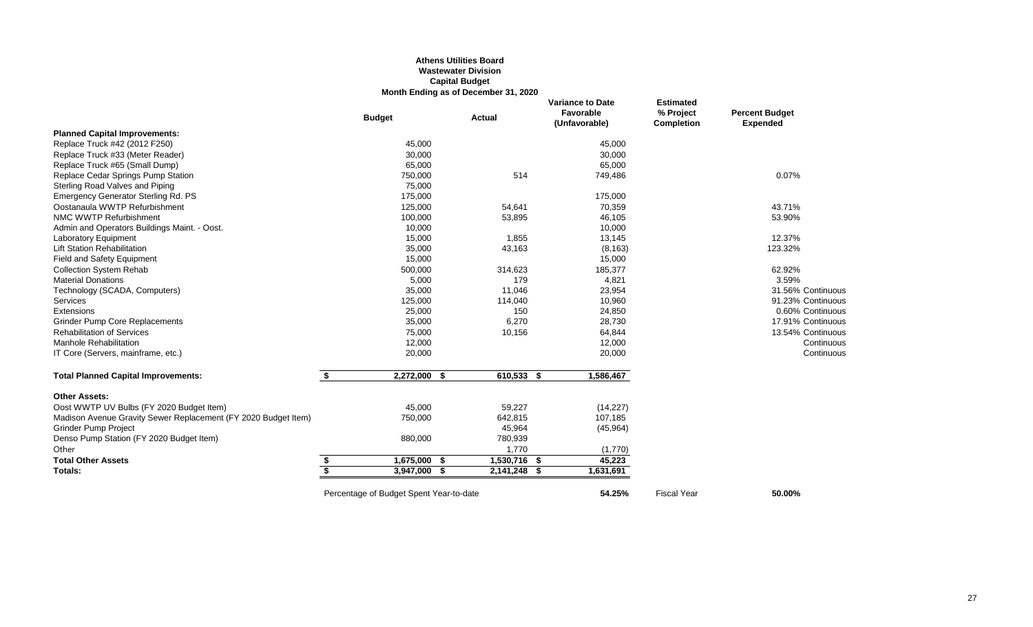**Athens Utilities Board**
**Wastewater Division**
**Capital Budget**
**Month Ending as of December 31, 2020**

| | Budget | Actual | Variance to Date Favorable (Unfavorable) | Estimated % Project Completion | Percent Budget Expended |
|---|---|---|---|---|---|
| **Planned Capital Improvements:** | | | | | |
| Replace Truck #42 (2012 F250) | 45,000 | | 45,000 | | |
| Replace Truck #33 (Meter Reader) | 30,000 | | 30,000 | | |
| Replace Truck #65 (Small Dump) | 65,000 | | 65,000 | | |
| Replace Cedar Springs Pump Station | 750,000 | 514 | 749,486 | | 0.07% |
| Sterling Road Valves and Piping | 75,000 | | | | |
| Emergency Generator Sterling Rd. PS | 175,000 | | 175,000 | | |
| Oostanaula WWTP Refurbishment | 125,000 | 54,641 | 70,359 | | 43.71% |
| NMC WWTP Refurbishment | 100,000 | 53,895 | 46,105 | | 53.90% |
| Admin and Operators Buildings Maint. - Oost. | 10,000 | | 10,000 | | |
| Laboratory Equipment | 15,000 | 1,855 | 13,145 | | 12.37% |
| Lift Station Rehabilitation | 35,000 | 43,163 | (8,163) | | 123.32% |
| Field and Safety Equipment | 15,000 | | 15,000 | | |
| Collection System Rehab | 500,000 | 314,623 | 185,377 | | 62.92% |
| Material Donations | 5,000 | 179 | 4,821 | | 3.59% |
| Technology (SCADA, Computers) | 35,000 | 11,046 | 23,954 | | 31.56% Continuous |
| Services | 125,000 | 114,040 | 10,960 | | 91.23% Continuous |
| Extensions | 25,000 | 150 | 24,850 | | 0.60% Continuous |
| Grinder Pump Core Replacements | 35,000 | 6,270 | 28,730 | | 17.91% Continuous |
| Rehabilitation of Services | 75,000 | 10,156 | 64,844 | | 13.54% Continuous |
| Manhole Rehabilitation | 12,000 | | 12,000 | | Continuous |
| IT Core (Servers, mainframe, etc.) | 20,000 | | 20,000 | | Continuous |
| **Total Planned Capital Improvements:** | **$ 2,272,000** | **$ 610,533** | **$ 1,586,467** | | |
| **Other Assets:** | | | | | |
| Oost WWTP UV Bulbs (FY 2020 Budget Item) | 45,000 | 59,227 | (14,227) | | |
| Madison Avenue Gravity Sewer Replacement (FY 2020 Budget Item) | 750,000 | 642,815 | 107,185 | | |
| Grinder Pump Project | | 45,964 | (45,964) | | |
| Denso Pump Station (FY 2020 Budget Item) | 880,000 | 780,939 | | | |
| Other | | 1,770 | (1,770) | | |
| **Total Other Assets** | **$ 1,675,000** | **$ 1,530,716** | **$ 45,223** | | |
| **Totals:** | **$ 3,947,000** | **$ 2,141,248** | **$ 1,631,691** | | |

Percentage of Budget Spent Year-to-date **54.25%** Fiscal Year **50.00%**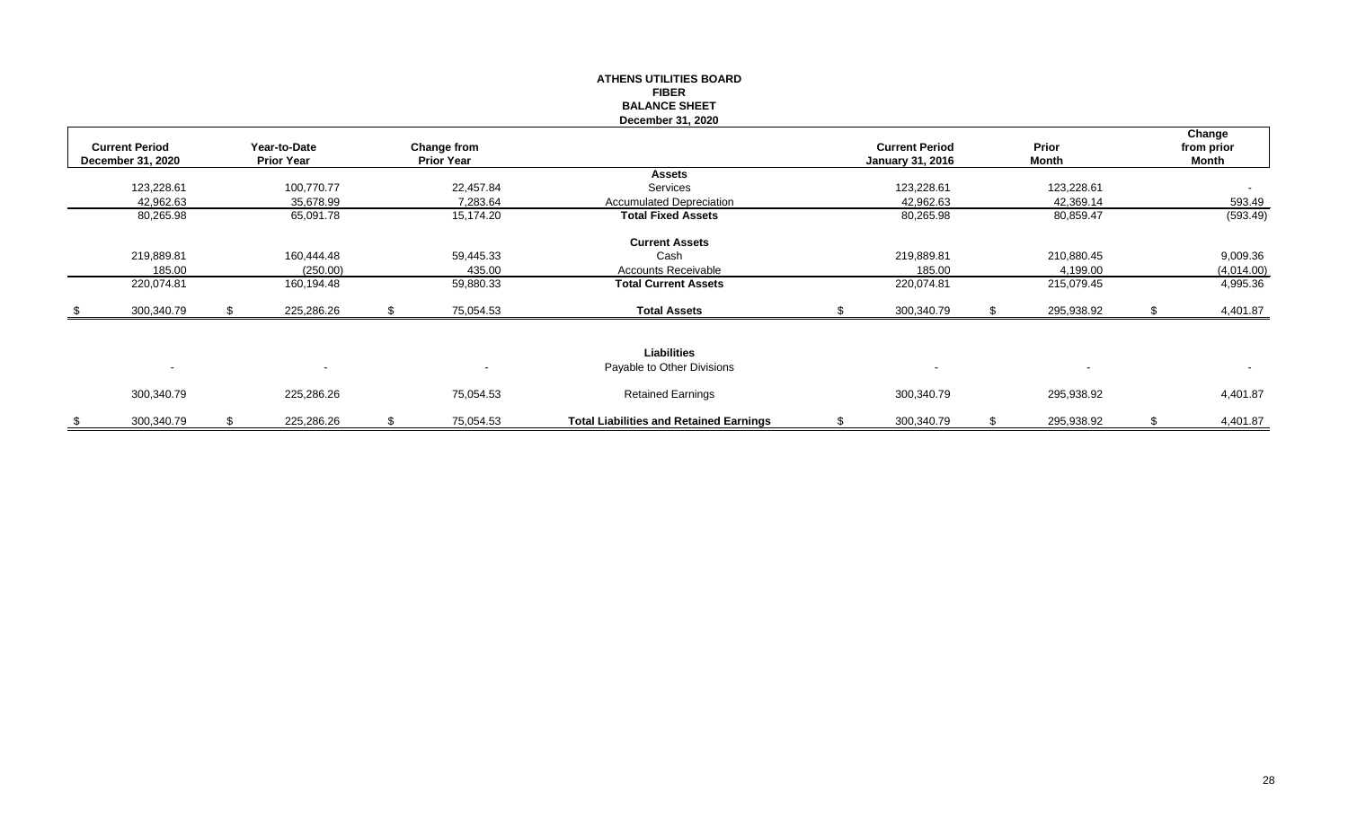**ATHENS UTILITIES BOARD**
**FIBER**
**BALANCE SHEET**
**December 31, 2020**

| Current Period December 31, 2020 | Year-to-Date Prior Year | Change from Prior Year | | Current Period January 31, 2016 | Prior Month | Change from prior Month |
|---|---|---|---|---|---|---|
| | | | **Assets** | | | |
| 123,228.61 | 100,770.77 | 22,457.84 | Services | 123,228.61 | 123,228.61 | - |
| 42,962.63 | 35,678.99 | 7,283.64 | Accumulated Depreciation | 42,962.63 | 42,369.14 | 593.49 |
| 80,265.98 | 65,091.78 | 15,174.20 | **Total Fixed Assets** | 80,265.98 | 80,859.47 | (593.49) |
| | | | **Current Assets** | | | |
| 219,889.81 | 160,444.48 | 59,445.33 | Cash | 219,889.81 | 210,880.45 | 9,009.36 |
| 185.00 | (250.00) | 435.00 | Accounts Receivable | 185.00 | 4,199.00 | (4,014.00) |
| 220,074.81 | 160,194.48 | 59,880.33 | **Total Current Assets** | 220,074.81 | 215,079.45 | 4,995.36 |
| $ 300,340.79 | $ 225,286.26 | $ 75,054.53 | **Total Assets** | $ 300,340.79 | $ 295,938.92 | $ 4,401.87 |
| | | | **Liabilities** | | | |
| - | - | - | Payable to Other Divisions | - | - | - |
| 300,340.79 | 225,286.26 | 75,054.53 | Retained Earnings | 300,340.79 | 295,938.92 | 4,401.87 |
| $ 300,340.79 | $ 225,286.26 | $ 75,054.53 | **Total Liabilities and Retained Earnings** | $ 300,340.79 | $ 295,938.92 | $ 4,401.87 |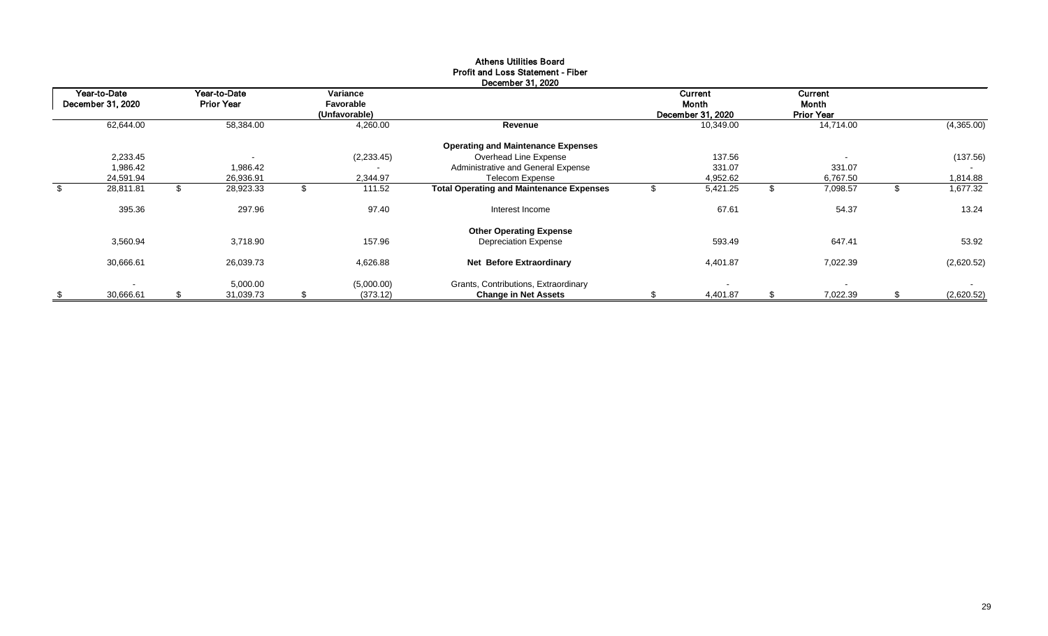**Athens Utilities Board**
**Profit and Loss Statement - Fiber**
**December 31, 2020**

| Year-to-Date December 31, 2020 | Year-to-Date Prior Year | Variance Favorable (Unfavorable) | | Current Month December 31, 2020 | Current Month Prior Year | |
|---|---|---|---|---|---|---|
| 62,644.00 | 58,384.00 | 4,260.00 | **Revenue** | 10,349.00 | 14,714.00 | (4,365.00) |
| | | | **Operating and Maintenance Expenses** | | | |
| 2,233.45 | - | (2,233.45) | Overhead Line Expense | 137.56 | - | (137.56) |
| 1,986.42 | 1,986.42 | - | Administrative and General Expense | 331.07 | 331.07 | - |
| 24,591.94 | 26,936.91 | 2,344.97 | Telecom Expense | 4,952.62 | 6,767.50 | 1,814.88 |
| $ 28,811.81 | $ 28,923.33 | $ 111.52 | **Total Operating and Maintenance Expenses** | $ 5,421.25 | $ 7,098.57 | $ 1,677.32 |
| 395.36 | 297.96 | 97.40 | Interest Income | 67.61 | 54.37 | 13.24 |
| | | | **Other Operating Expense** | | | |
| 3,560.94 | 3,718.90 | 157.96 | Depreciation Expense | 593.49 | 647.41 | 53.92 |
| 30,666.61 | 26,039.73 | 4,626.88 | **Net Before Extraordinary** | 4,401.87 | 7,022.39 | (2,620.52) |
| - | 5,000.00 | (5,000.00) | Grants, Contributions, Extraordinary | - | - | - |
| $ 30,666.61 | $ 31,039.73 | $ (373.12) | **Change in Net Assets** | $ 4,401.87 | $ 7,022.39 | $ (2,620.52) |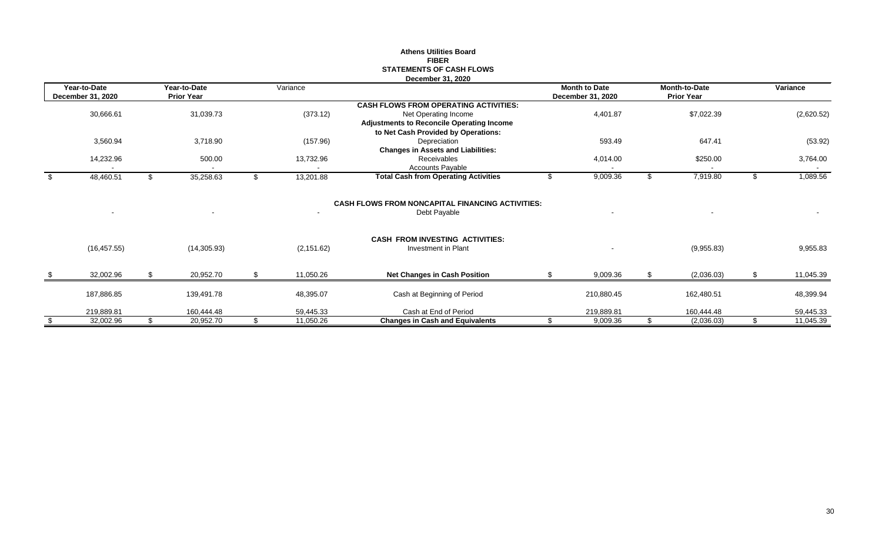**Athens Utilities Board**
**FIBER**
**STATEMENTS OF CASH FLOWS**
**December 31, 2020**

| Year-to-Date December 31, 2020 | Year-to-Date Prior Year | Variance | | Month to Date December 31, 2020 | Month-to-Date Prior Year | Variance |
|---|---|---|---|---|---|---|
| | | | **CASH FLOWS FROM OPERATING ACTIVITIES:** | | | |
| 30,666.61 | 31,039.73 | (373.12) | Net Operating Income | 4,401.87 | $7,022.39 | (2,620.52) |
| | | | **Adjustments to Reconcile Operating Income** | | | |
| | | | **to Net Cash Provided by Operations:** | | | |
| 3,560.94 | 3,718.90 | (157.96) | Depreciation | 593.49 | 647.41 | (53.92) |
| | | | **Changes in Assets and Liabilities:** | | | |
| 14,232.96 | 500.00 | 13,732.96 | Receivables | 4,014.00 | $250.00 | 3,764.00 |
| - | - | - | Accounts Payable | - | - | - |
| $ 48,460.51 | $ 35,258.63 | $ 13,201.88 | **Total Cash from Operating Activities** | $ 9,009.36 | $ 7,919.80 | $ 1,089.56 |
| | | | **CASH FLOWS FROM NONCAPITAL FINANCING ACTIVITIES:** | | | |
| - | - | - | Debt Payable | - | - | - |
| | | | **CASH FROM INVESTING ACTIVITIES:** | | | |
| (16,457.55) | (14,305.93) | (2,151.62) | Investment in Plant | - | (9,955.83) | 9,955.83 |
| $ 32,002.96 | $ 20,952.70 | $ 11,050.26 | **Net Changes in Cash Position** | $ 9,009.36 | $ (2,036.03) | $ 11,045.39 |
| 187,886.85 | 139,491.78 | 48,395.07 | Cash at Beginning of Period | 210,880.45 | 162,480.51 | 48,399.94 |
| 219,889.81 | 160,444.48 | 59,445.33 | Cash at End of Period | 219,889.81 | 160,444.48 | 59,445.33 |
| $ 32,002.96 | $ 20,952.70 | $ 11,050.26 | **Changes in Cash and Equivalents** | $ 9,009.36 | $ (2,036.03) | $ 11,045.39 |